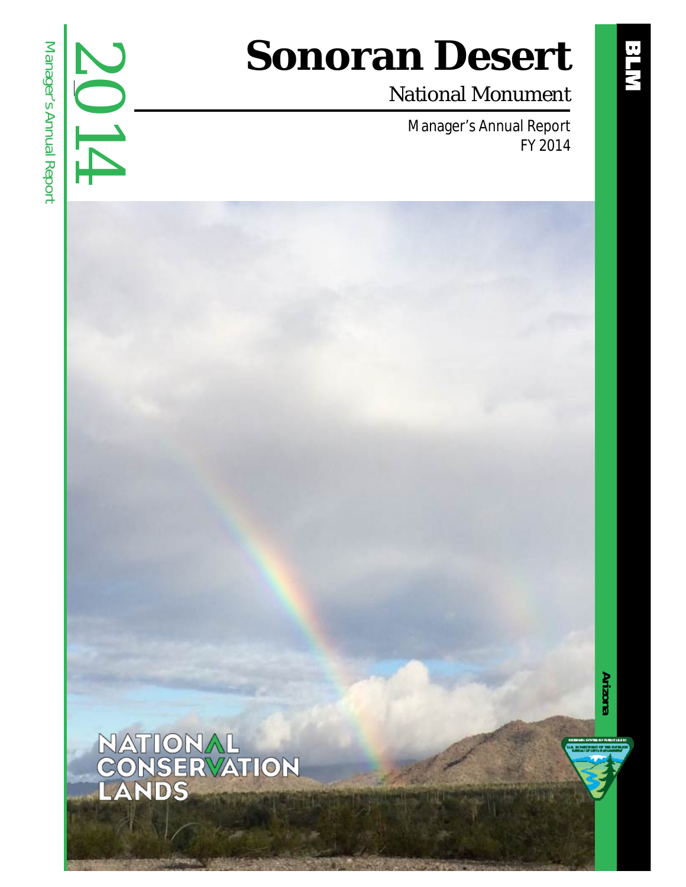2014

Manager's Annual Report

# Sonoran Desert

## National Monument

Manager's Annual Report
FY 2014

NATIONAL CONSERVATION LANDS

BLM

Arizona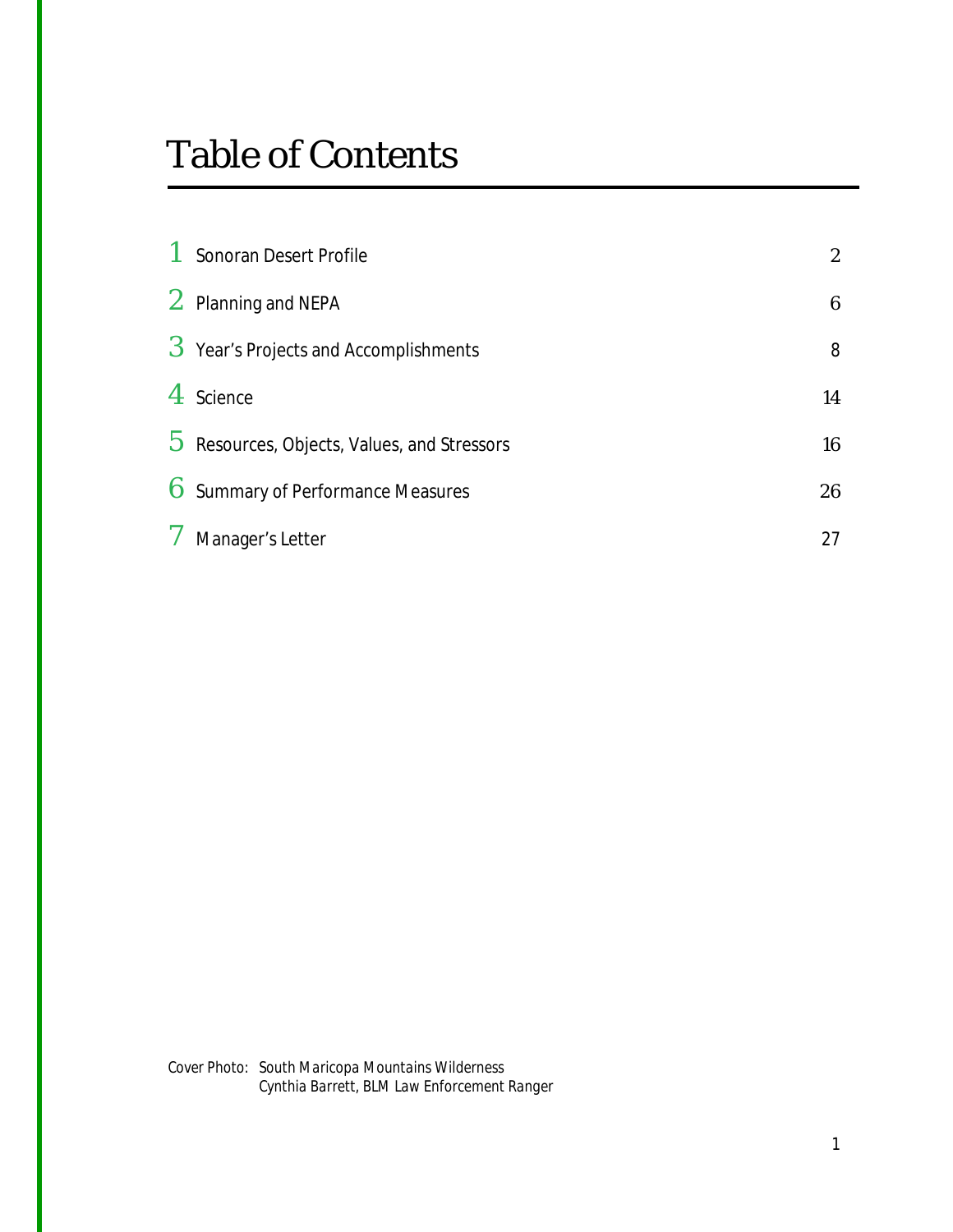# Table of Contents

| | | |
|---|---|---|
| 1 | Sonoran Desert Profile | 2 |
| 2 | Planning and NEPA | 6 |
| 3 | Year's Projects and Accomplishments | 8 |
| 4 | Science | 14 |
| 5 | Resources, Objects, Values, and Stressors | 16 |
| 6 | Summary of Performance Measures | 26 |
| 7 | Manager's Letter | 27 |

*Cover Photo: South Maricopa Mountains Wilderness*
*Cynthia Barrett, BLM Law Enforcement Ranger*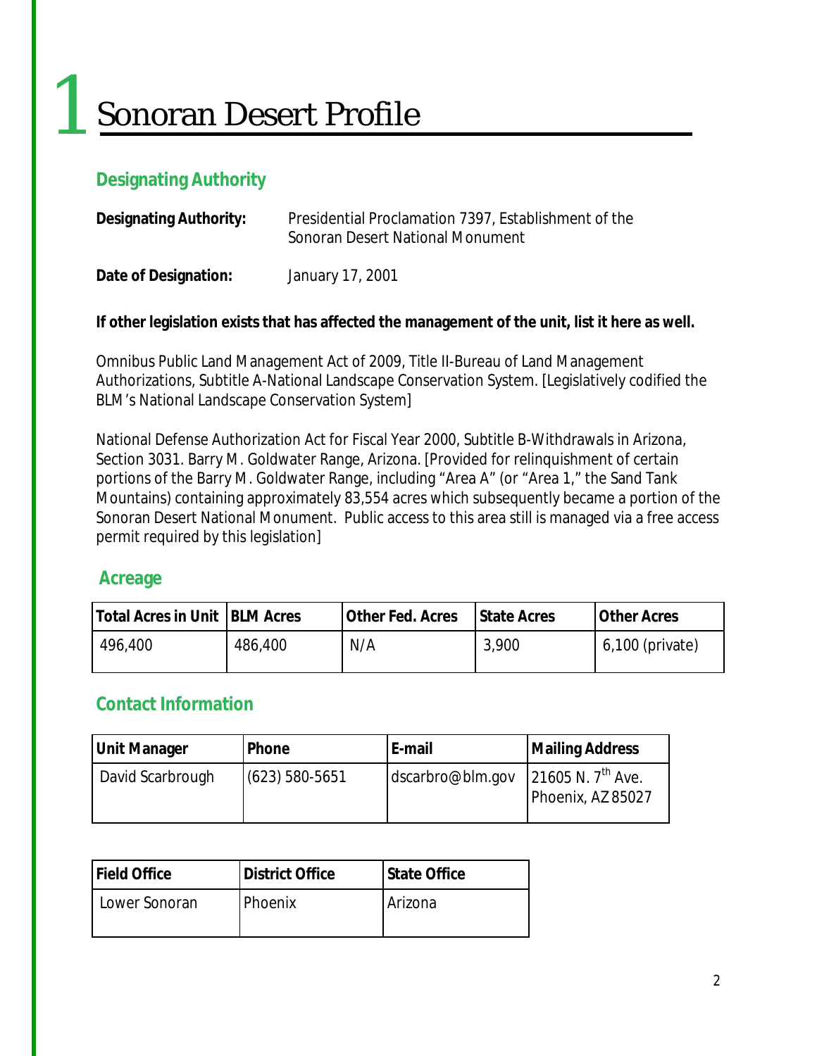# 1 Sonoran Desert Profile

## Designating Authority

**Designating Authority:** Presidential Proclamation 7397, Establishment of the Sonoran Desert National Monument

**Date of Designation:** January 17, 2001

**If other legislation exists that has affected the management of the unit, list it here as well.**

Omnibus Public Land Management Act of 2009, Title II-Bureau of Land Management Authorizations, Subtitle A-National Landscape Conservation System. [Legislatively codified the BLM's National Landscape Conservation System]

National Defense Authorization Act for Fiscal Year 2000, Subtitle B-Withdrawals in Arizona, Section 3031. Barry M. Goldwater Range, Arizona. [Provided for relinquishment of certain portions of the Barry M. Goldwater Range, including "Area A" (or "Area 1," the Sand Tank Mountains) containing approximately 83,554 acres which subsequently became a portion of the Sonoran Desert National Monument. Public access to this area still is managed via a free access permit required by this legislation]

## Acreage

| Total Acres in Unit | BLM Acres | Other Fed. Acres | State Acres | Other Acres |
|---|---|---|---|---|
| 496,400 | 486,400 | N/A | 3,900 | 6,100 (private) |

## Contact Information

| Unit Manager | Phone | E-mail | Mailing Address |
|---|---|---|---|
| David Scarbrough | (623) 580-5651 | dscarbro@blm.gov | 21605 N. 7th Ave. Phoenix, AZ 85027 |

| Field Office | District Office | State Office |
|---|---|---|
| Lower Sonoran | Phoenix | Arizona |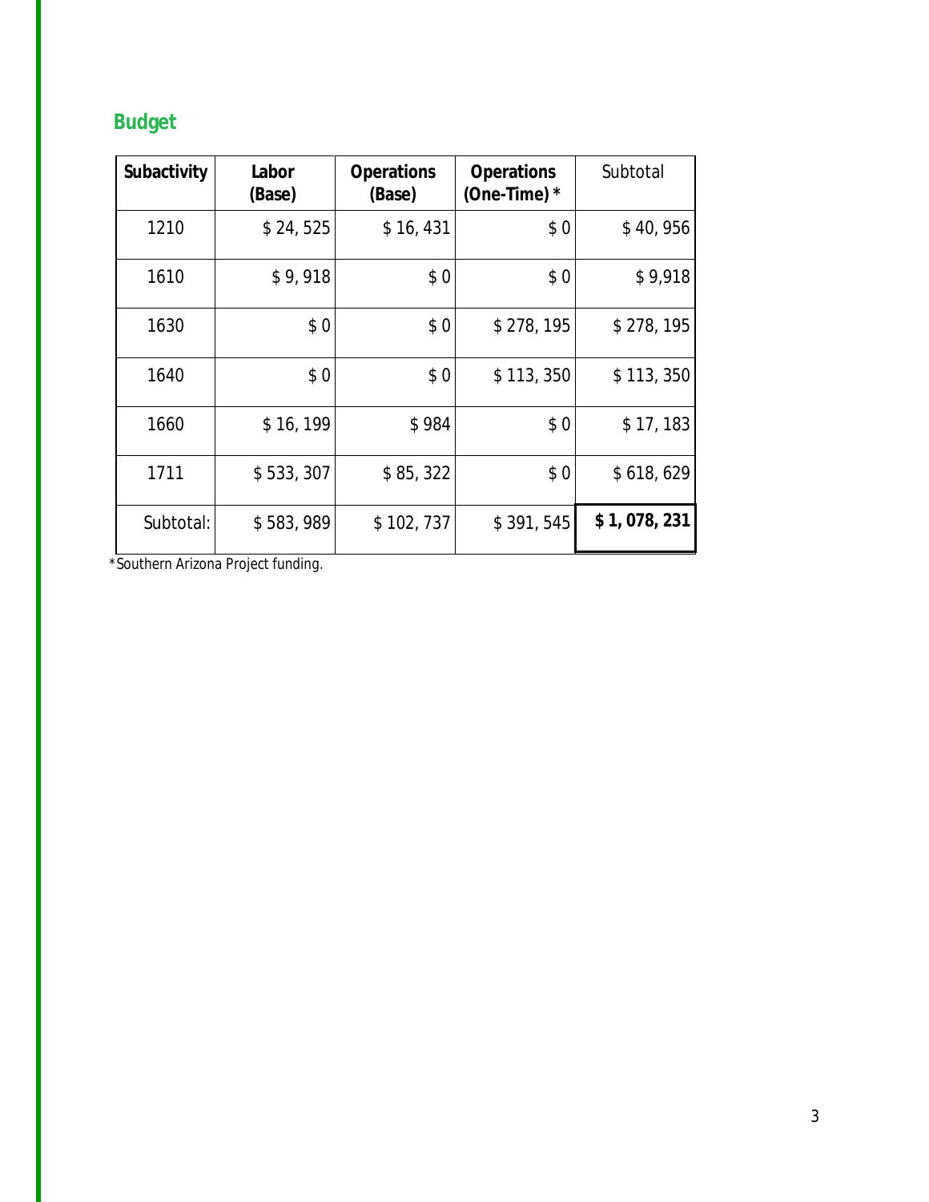## Budget

| Subactivity | Labor (Base) | Operations (Base) | Operations (One-Time) * | Subtotal |
|---|---|---|---|---|
| 1210 | $ 24, 525 | $ 16, 431 | $ 0 | $ 40, 956 |
| 1610 | $ 9, 918 | $ 0 | $ 0 | $ 9,918 |
| 1630 | $ 0 | $ 0 | $ 278, 195 | $ 278, 195 |
| 1640 | $ 0 | $ 0 | $ 113, 350 | $ 113, 350 |
| 1660 | $ 16, 199 | $ 984 | $ 0 | $ 17, 183 |
| 1711 | $ 533, 307 | $ 85, 322 | $ 0 | $ 618, 629 |
| Subtotal: | $ 583, 989 | $ 102, 737 | $ 391, 545 | **$ 1, 078, 231** |

*Southern Arizona Project funding.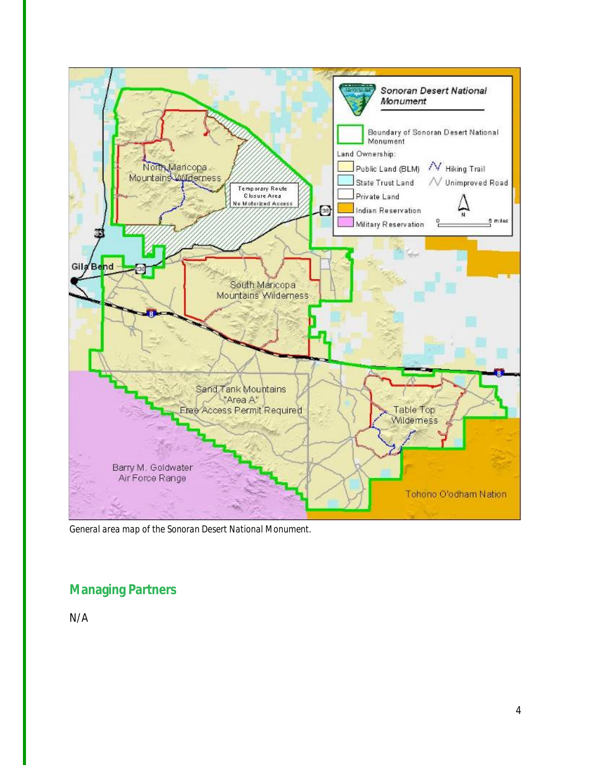General area map of the Sonoran Desert National Monument.

## Managing Partners

N/A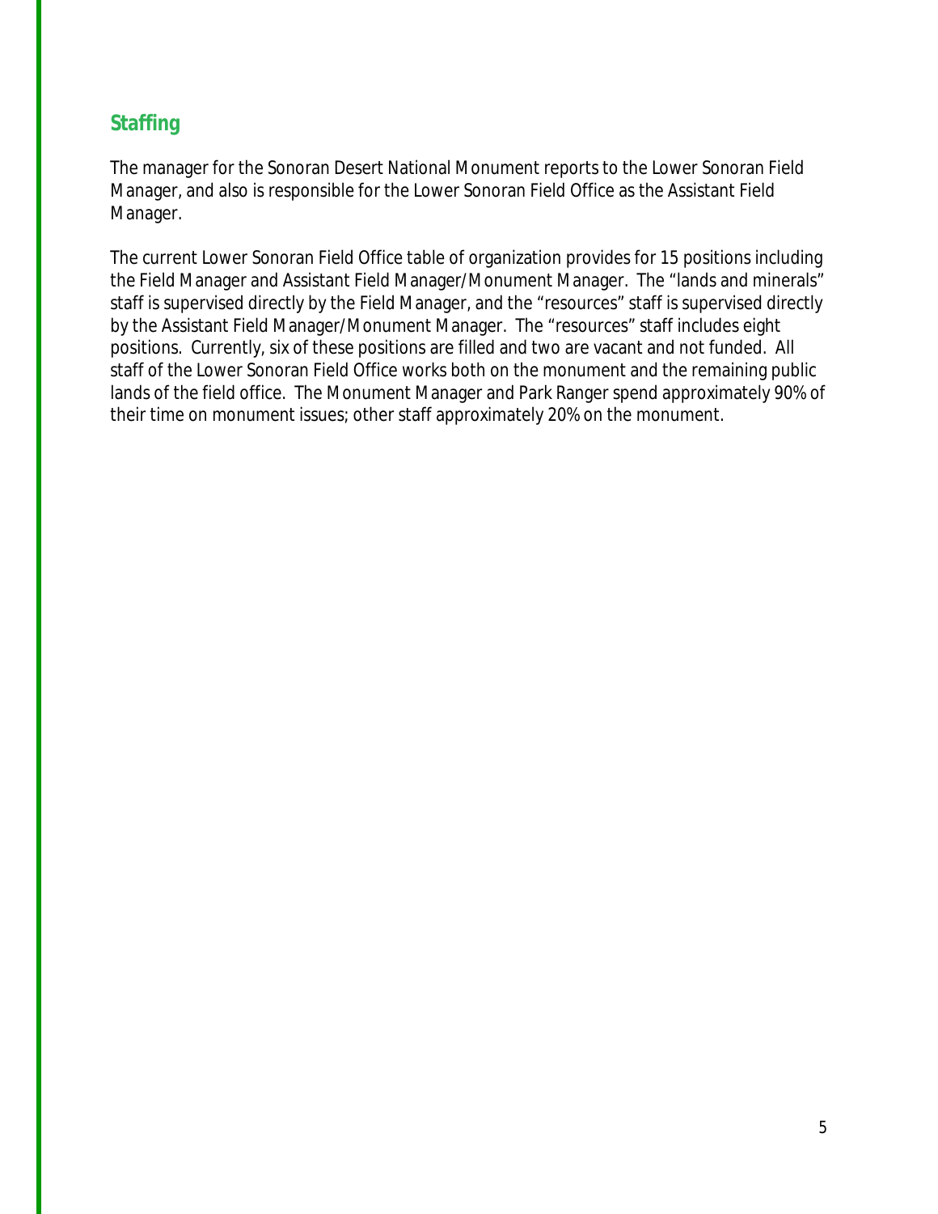## Staffing

The manager for the Sonoran Desert National Monument reports to the Lower Sonoran Field Manager, and also is responsible for the Lower Sonoran Field Office as the Assistant Field Manager.

The current Lower Sonoran Field Office table of organization provides for 15 positions including the Field Manager and Assistant Field Manager/Monument Manager. The "lands and minerals" staff is supervised directly by the Field Manager, and the "resources" staff is supervised directly by the Assistant Field Manager/Monument Manager. The "resources" staff includes eight positions. Currently, six of these positions are filled and two are vacant and not funded. All staff of the Lower Sonoran Field Office works both on the monument and the remaining public lands of the field office. The Monument Manager and Park Ranger spend approximately 90% of their time on monument issues; other staff approximately 20% on the monument.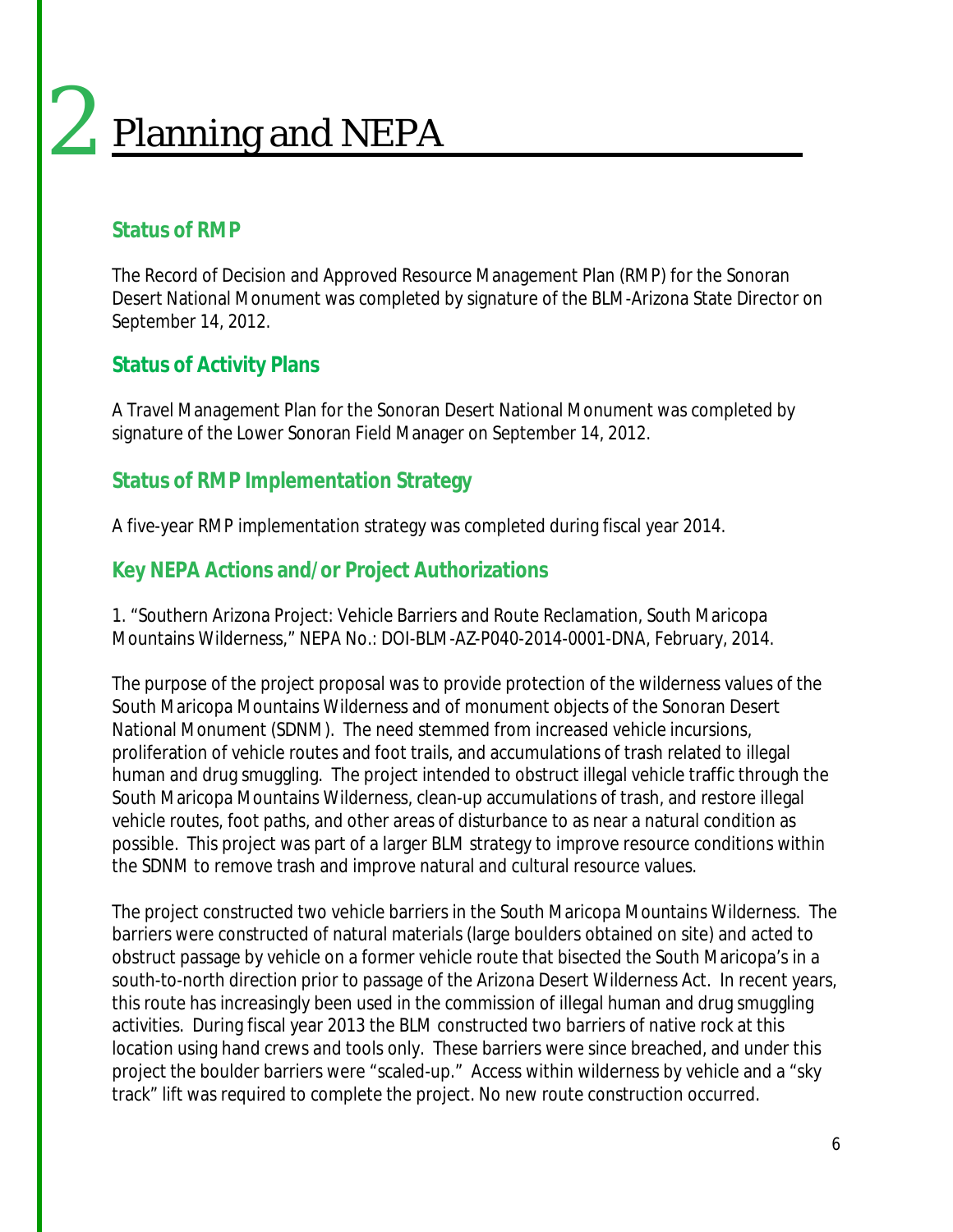# 2 Planning and NEPA

## Status of RMP

The Record of Decision and Approved Resource Management Plan (RMP) for the Sonoran Desert National Monument was completed by signature of the BLM-Arizona State Director on September 14, 2012.

## Status of Activity Plans

A Travel Management Plan for the Sonoran Desert National Monument was completed by signature of the Lower Sonoran Field Manager on September 14, 2012.

## Status of RMP Implementation Strategy

A five-year RMP implementation strategy was completed during fiscal year 2014.

## Key NEPA Actions and/or Project Authorizations

1. "Southern Arizona Project: Vehicle Barriers and Route Reclamation, South Maricopa Mountains Wilderness," NEPA No.: DOI-BLM-AZ-P040-2014-0001-DNA, February, 2014.

The purpose of the project proposal was to provide protection of the wilderness values of the South Maricopa Mountains Wilderness and of monument objects of the Sonoran Desert National Monument (SDNM). The need stemmed from increased vehicle incursions, proliferation of vehicle routes and foot trails, and accumulations of trash related to illegal human and drug smuggling. The project intended to obstruct illegal vehicle traffic through the South Maricopa Mountains Wilderness, clean-up accumulations of trash, and restore illegal vehicle routes, foot paths, and other areas of disturbance to as near a natural condition as possible. This project was part of a larger BLM strategy to improve resource conditions within the SDNM to remove trash and improve natural and cultural resource values.

The project constructed two vehicle barriers in the South Maricopa Mountains Wilderness. The barriers were constructed of natural materials (large boulders obtained on site) and acted to obstruct passage by vehicle on a former vehicle route that bisected the South Maricopa's in a south-to-north direction prior to passage of the Arizona Desert Wilderness Act. In recent years, this route has increasingly been used in the commission of illegal human and drug smuggling activities. During fiscal year 2013 the BLM constructed two barriers of native rock at this location using hand crews and tools only. These barriers were since breached, and under this project the boulder barriers were "scaled-up." Access within wilderness by vehicle and a "sky track" lift was required to complete the project. No new route construction occurred.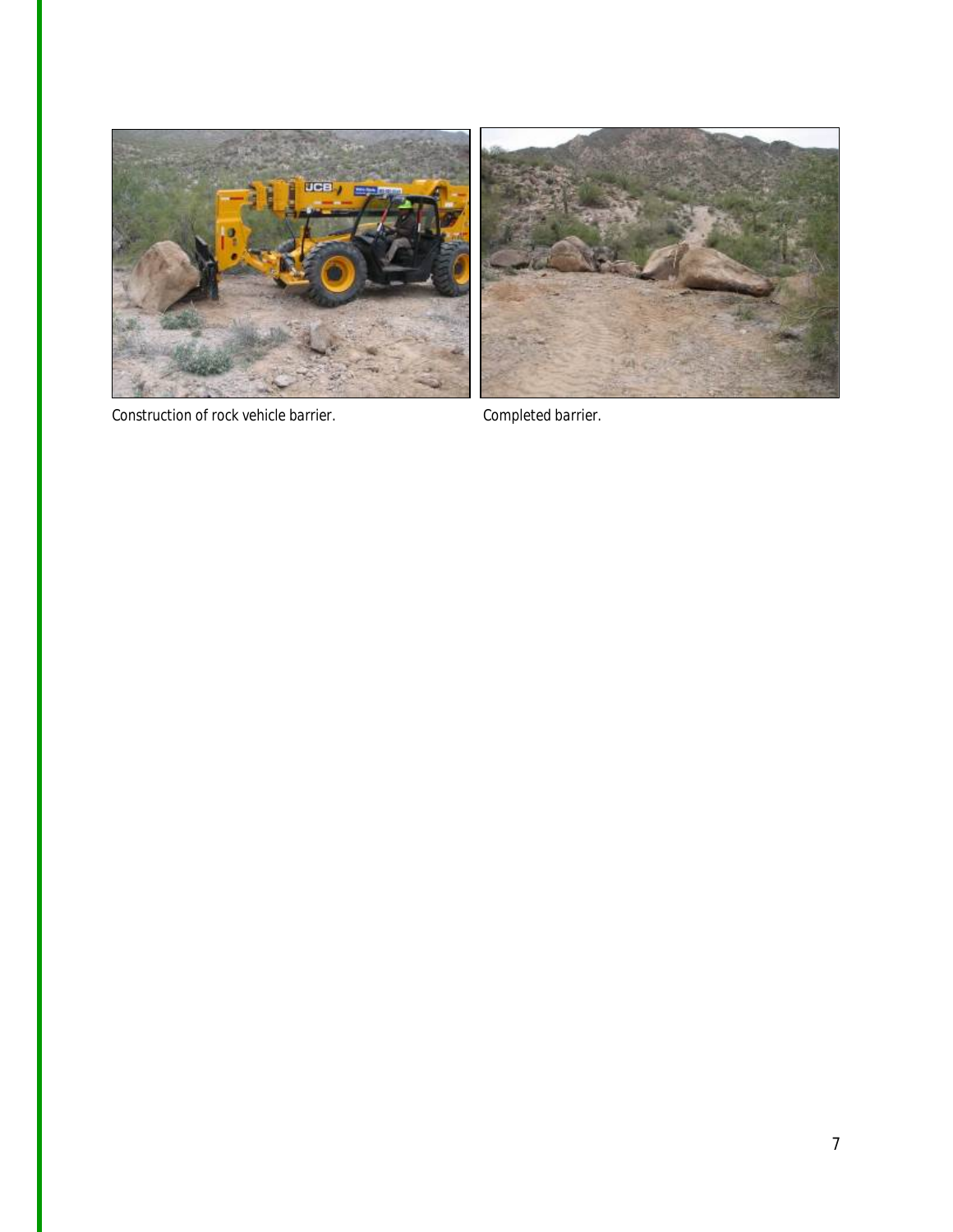Construction of rock vehicle barrier.

Completed barrier.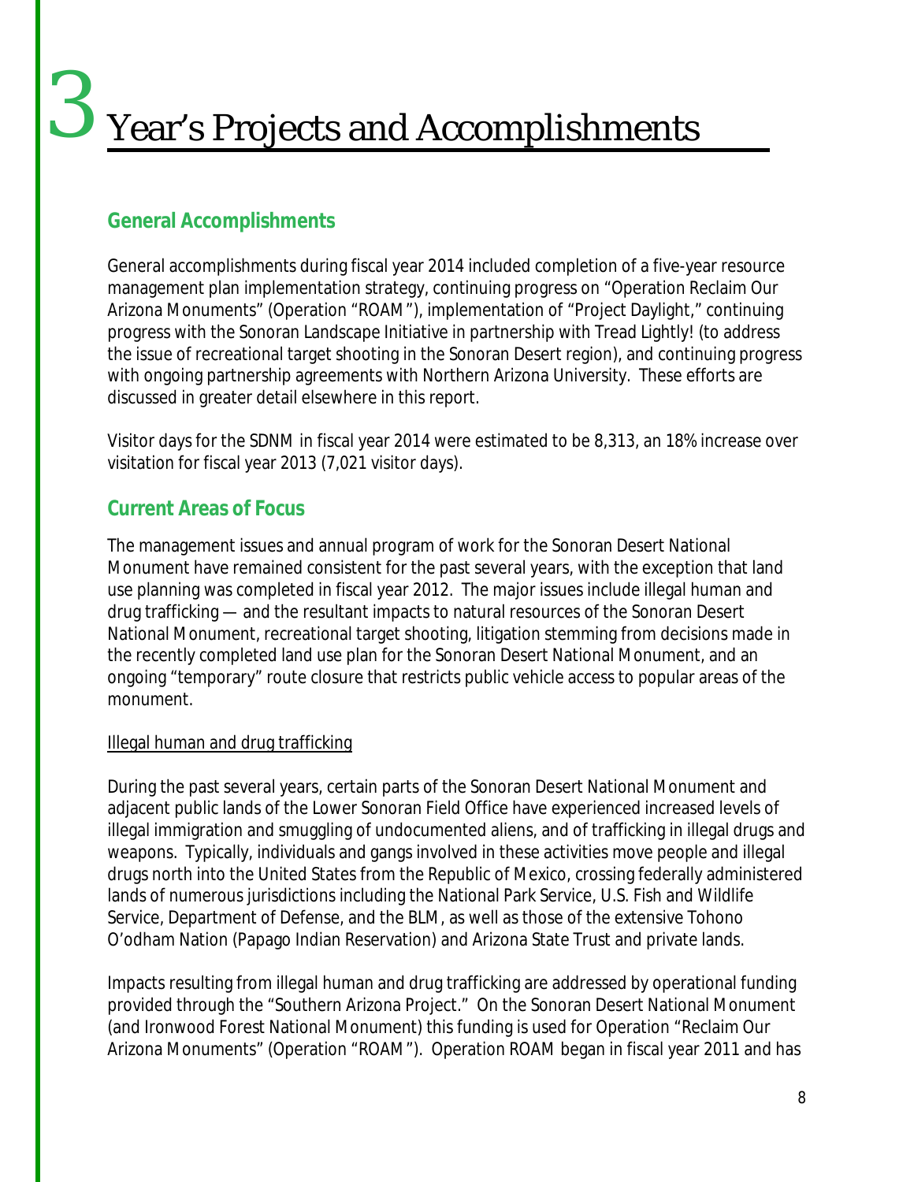# 3 Year's Projects and Accomplishments

## General Accomplishments

General accomplishments during fiscal year 2014 included completion of a five-year resource management plan implementation strategy, continuing progress on "Operation Reclaim Our Arizona Monuments" (Operation "ROAM"), implementation of "Project Daylight," continuing progress with the Sonoran Landscape Initiative in partnership with Tread Lightly! (to address the issue of recreational target shooting in the Sonoran Desert region), and continuing progress with ongoing partnership agreements with Northern Arizona University. These efforts are discussed in greater detail elsewhere in this report.

Visitor days for the SDNM in fiscal year 2014 were estimated to be 8,313, an 18% increase over visitation for fiscal year 2013 (7,021 visitor days).

## Current Areas of Focus

The management issues and annual program of work for the Sonoran Desert National Monument have remained consistent for the past several years, with the exception that land use planning was completed in fiscal year 2012. The major issues include illegal human and drug trafficking — and the resultant impacts to natural resources of the Sonoran Desert National Monument, recreational target shooting, litigation stemming from decisions made in the recently completed land use plan for the Sonoran Desert National Monument, and an ongoing "temporary" route closure that restricts public vehicle access to popular areas of the monument.

### Illegal human and drug trafficking

During the past several years, certain parts of the Sonoran Desert National Monument and adjacent public lands of the Lower Sonoran Field Office have experienced increased levels of illegal immigration and smuggling of undocumented aliens, and of trafficking in illegal drugs and weapons. Typically, individuals and gangs involved in these activities move people and illegal drugs north into the United States from the Republic of Mexico, crossing federally administered lands of numerous jurisdictions including the National Park Service, U.S. Fish and Wildlife Service, Department of Defense, and the BLM, as well as those of the extensive Tohono O'odham Nation (Papago Indian Reservation) and Arizona State Trust and private lands.

Impacts resulting from illegal human and drug trafficking are addressed by operational funding provided through the "Southern Arizona Project." On the Sonoran Desert National Monument (and Ironwood Forest National Monument) this funding is used for Operation "Reclaim Our Arizona Monuments" (Operation "ROAM"). Operation ROAM began in fiscal year 2011 and has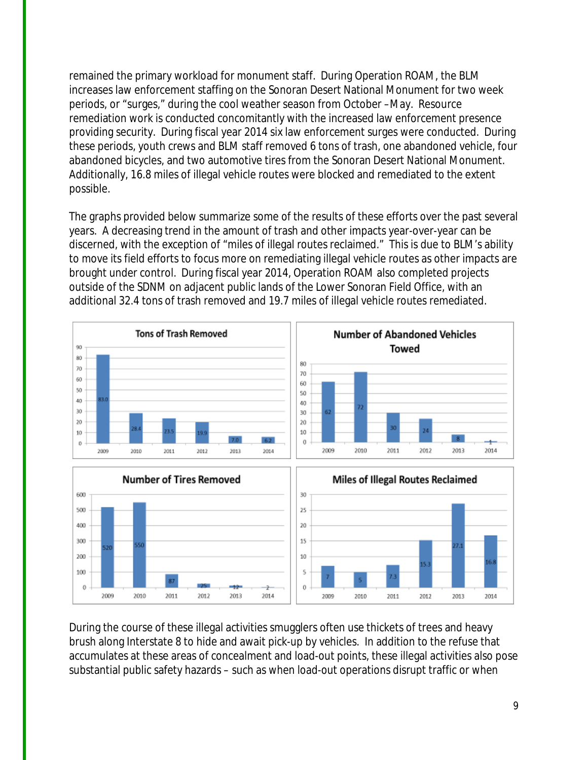remained the primary workload for monument staff. During Operation ROAM, the BLM increases law enforcement staffing on the Sonoran Desert National Monument for two week periods, or "surges," during the cool weather season from October – May. Resource remediation work is conducted concomitantly with the increased law enforcement presence providing security. During fiscal year 2014 six law enforcement surges were conducted. During these periods, youth crews and BLM staff removed 6 tons of trash, one abandoned vehicle, four abandoned bicycles, and two automotive tires from the Sonoran Desert National Monument. Additionally, 16.8 miles of illegal vehicle routes were blocked and remediated to the extent possible.

The graphs provided below summarize some of the results of these efforts over the past several years. A decreasing trend in the amount of trash and other impacts year-over-year can be discerned, with the exception of "miles of illegal routes reclaimed." This is due to BLM's ability to move its field efforts to focus more on remediating illegal vehicle routes as other impacts are brought under control. During fiscal year 2014, Operation ROAM also completed projects outside of the SDNM on adjacent public lands of the Lower Sonoran Field Office, with an additional 32.4 tons of trash removed and 19.7 miles of illegal vehicle routes remediated.

**Tons of Trash Removed**

| 2009 | 2010 | 2011 | 2012 | 2013 | 2014 |
|---|---|---|---|---|---|
| 83.0 | 28.4 | 23.5 | 19.9 | 7.0 | 6.2 |

**Number of Abandoned Vehicles Towed**

| 2009 | 2010 | 2011 | 2012 | 2013 | 2014 |
|---|---|---|---|---|---|
| 62 | 72 | 30 | 24 | 8 | 1 |

**Number of Tires Removed**

| 2009 | 2010 | 2011 | 2012 | 2013 | 2014 |
|---|---|---|---|---|---|
| 520 | 550 | 87 | 25 | 12 | 2 |

**Miles of Illegal Routes Reclaimed**

| 2009 | 2010 | 2011 | 2012 | 2013 | 2014 |
|---|---|---|---|---|---|
| 7 | 5 | 7.3 | 15.3 | 27.1 | 16.8 |

During the course of these illegal activities smugglers often use thickets of trees and heavy brush along Interstate 8 to hide and await pick-up by vehicles. In addition to the refuse that accumulates at these areas of concealment and load-out points, these illegal activities also pose substantial public safety hazards – such as when load-out operations disrupt traffic or when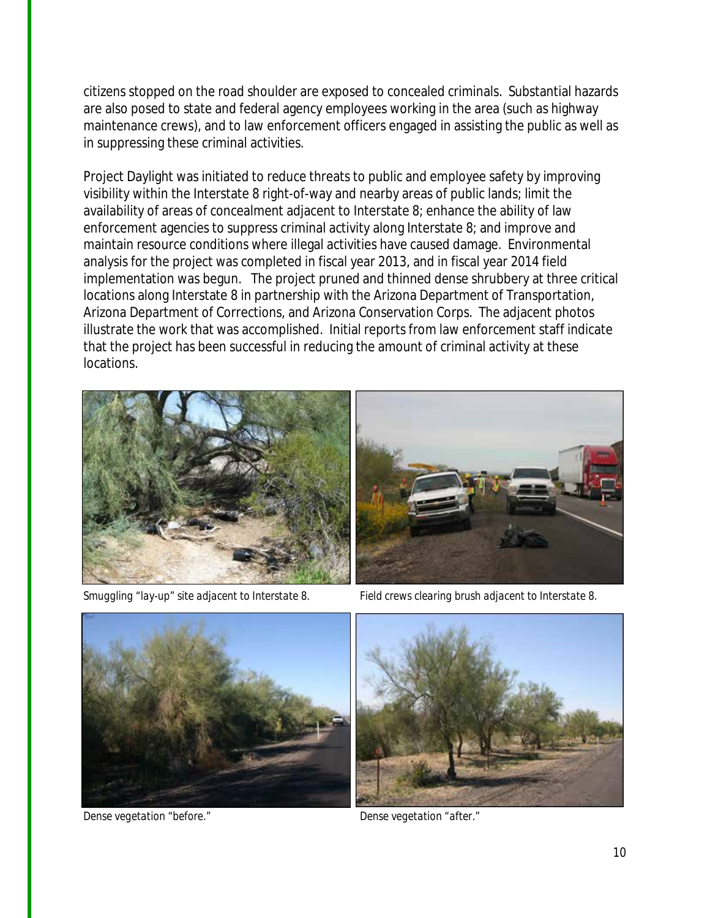citizens stopped on the road shoulder are exposed to concealed criminals. Substantial hazards are also posed to state and federal agency employees working in the area (such as highway maintenance crews), and to law enforcement officers engaged in assisting the public as well as in suppressing these criminal activities.

Project Daylight was initiated to reduce threats to public and employee safety by improving visibility within the Interstate 8 right-of-way and nearby areas of public lands; limit the availability of areas of concealment adjacent to Interstate 8; enhance the ability of law enforcement agencies to suppress criminal activity along Interstate 8; and improve and maintain resource conditions where illegal activities have caused damage. Environmental analysis for the project was completed in fiscal year 2013, and in fiscal year 2014 field implementation was begun. The project pruned and thinned dense shrubbery at three critical locations along Interstate 8 in partnership with the Arizona Department of Transportation, Arizona Department of Corrections, and Arizona Conservation Corps. The adjacent photos illustrate the work that was accomplished. Initial reports from law enforcement staff indicate that the project has been successful in reducing the amount of criminal activity at these locations.

*Smuggling “lay-up” site adjacent to Interstate 8.*

*Field crews clearing brush adjacent to Interstate 8.*

*Dense vegetation “before.”*

*Dense vegetation “after.”*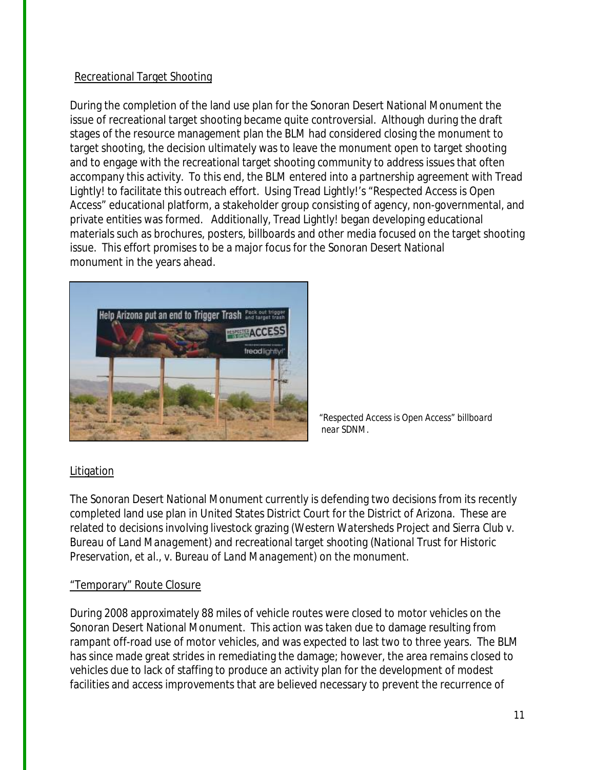Recreational Target Shooting

During the completion of the land use plan for the Sonoran Desert National Monument the issue of recreational target shooting became quite controversial. Although during the draft stages of the resource management plan the BLM had considered closing the monument to target shooting, the decision ultimately was to leave the monument open to target shooting and to engage with the recreational target shooting community to address issues that often accompany this activity. To this end, the BLM entered into a partnership agreement with Tread Lightly! to facilitate this outreach effort. Using Tread Lightly!'s "Respected Access is Open Access" educational platform, a stakeholder group consisting of agency, non-governmental, and private entities was formed. Additionally, Tread Lightly! began developing educational materials such as brochures, posters, billboards and other media focused on the target shooting issue. This effort promises to be a major focus for the Sonoran Desert National monument in the years ahead.

*"Respected Access is Open Access" billboard near SDNM.*

Litigation

The Sonoran Desert National Monument currently is defending two decisions from its recently completed land use plan in United States District Court for the District of Arizona. These are related to decisions involving livestock grazing (*Western Watersheds Project and Sierra Club v. Bureau of Land Management*) and recreational target shooting (*National Trust for Historic Preservation, et al., v. Bureau of Land Management*) on the monument.

"Temporary" Route Closure

During 2008 approximately 88 miles of vehicle routes were closed to motor vehicles on the Sonoran Desert National Monument. This action was taken due to damage resulting from rampant off-road use of motor vehicles, and was expected to last two to three years. The BLM has since made great strides in remediating the damage; however, the area remains closed to vehicles due to lack of staffing to produce an activity plan for the development of modest facilities and access improvements that are believed necessary to prevent the recurrence of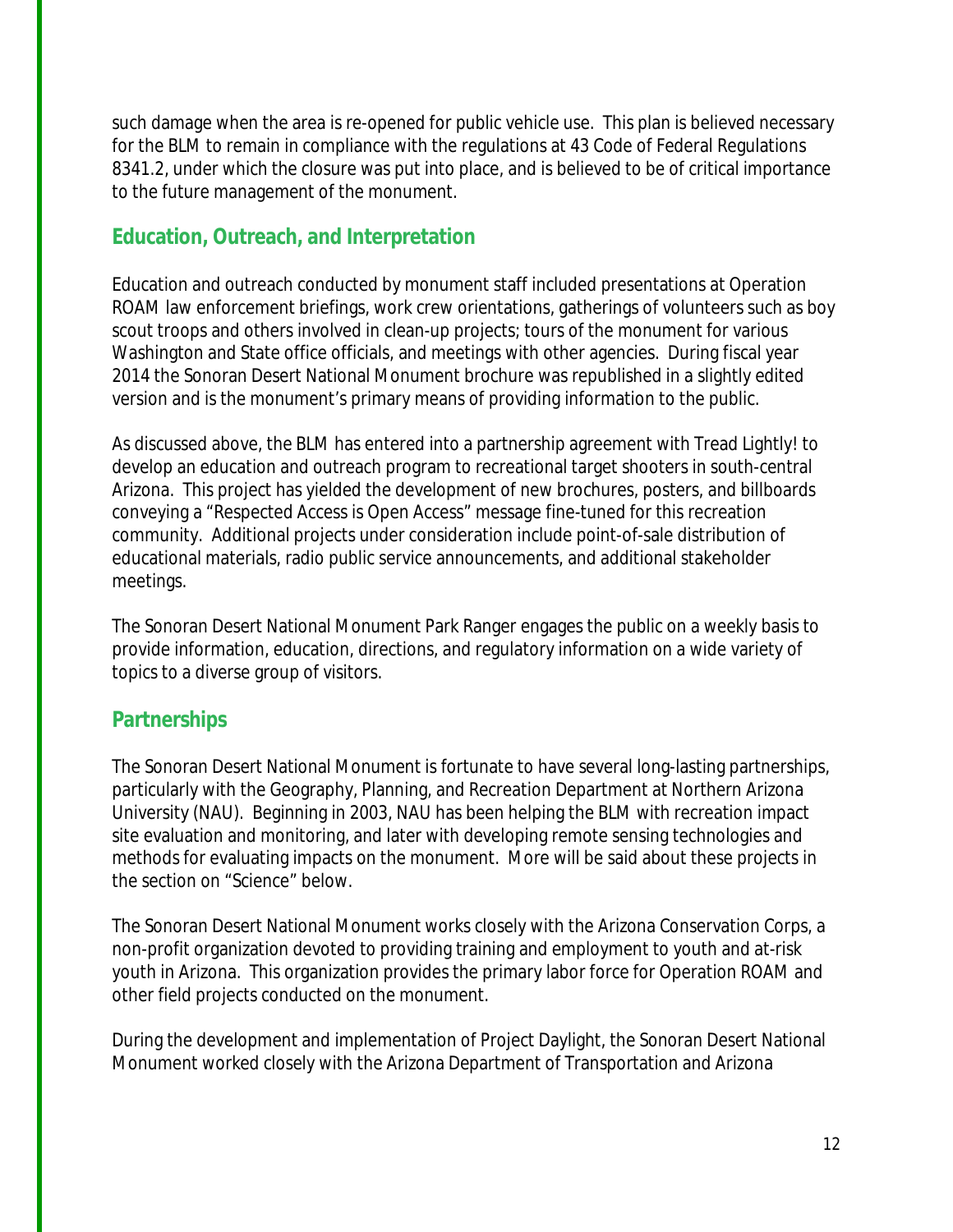such damage when the area is re-opened for public vehicle use. This plan is believed necessary for the BLM to remain in compliance with the regulations at 43 Code of Federal Regulations 8341.2, under which the closure was put into place, and is believed to be of critical importance to the future management of the monument.

## Education, Outreach, and Interpretation

Education and outreach conducted by monument staff included presentations at Operation ROAM law enforcement briefings, work crew orientations, gatherings of volunteers such as boy scout troops and others involved in clean-up projects; tours of the monument for various Washington and State office officials, and meetings with other agencies. During fiscal year 2014 the Sonoran Desert National Monument brochure was republished in a slightly edited version and is the monument's primary means of providing information to the public.

As discussed above, the BLM has entered into a partnership agreement with Tread Lightly! to develop an education and outreach program to recreational target shooters in south-central Arizona. This project has yielded the development of new brochures, posters, and billboards conveying a "Respected Access is Open Access" message fine-tuned for this recreation community. Additional projects under consideration include point-of-sale distribution of educational materials, radio public service announcements, and additional stakeholder meetings.

The Sonoran Desert National Monument Park Ranger engages the public on a weekly basis to provide information, education, directions, and regulatory information on a wide variety of topics to a diverse group of visitors.

## Partnerships

The Sonoran Desert National Monument is fortunate to have several long-lasting partnerships, particularly with the Geography, Planning, and Recreation Department at Northern Arizona University (NAU). Beginning in 2003, NAU has been helping the BLM with recreation impact site evaluation and monitoring, and later with developing remote sensing technologies and methods for evaluating impacts on the monument. More will be said about these projects in the section on "Science" below.

The Sonoran Desert National Monument works closely with the Arizona Conservation Corps, a non-profit organization devoted to providing training and employment to youth and at-risk youth in Arizona. This organization provides the primary labor force for Operation ROAM and other field projects conducted on the monument.

During the development and implementation of Project Daylight, the Sonoran Desert National Monument worked closely with the Arizona Department of Transportation and Arizona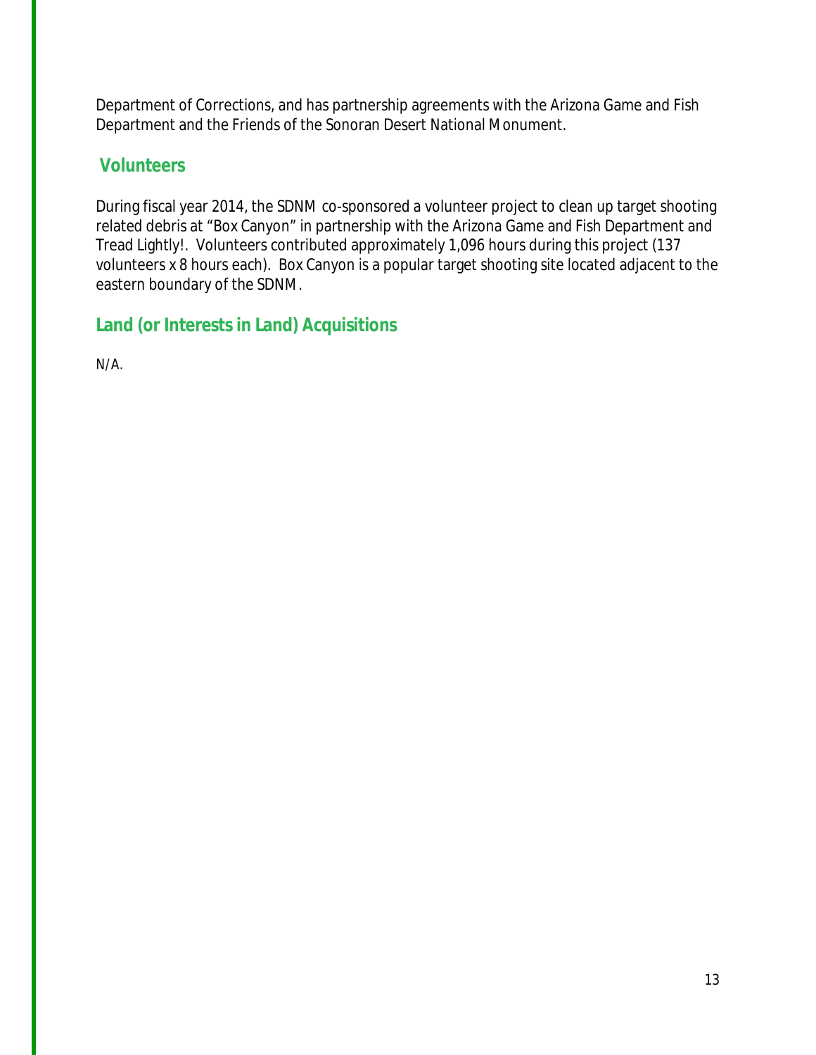Department of Corrections, and has partnership agreements with the Arizona Game and Fish Department and the Friends of the Sonoran Desert National Monument.

## Volunteers

During fiscal year 2014, the SDNM co-sponsored a volunteer project to clean up target shooting related debris at "Box Canyon" in partnership with the Arizona Game and Fish Department and Tread Lightly!. Volunteers contributed approximately 1,096 hours during this project (137 volunteers x 8 hours each). Box Canyon is a popular target shooting site located adjacent to the eastern boundary of the SDNM.

## Land (or Interests in Land) Acquisitions

N/A.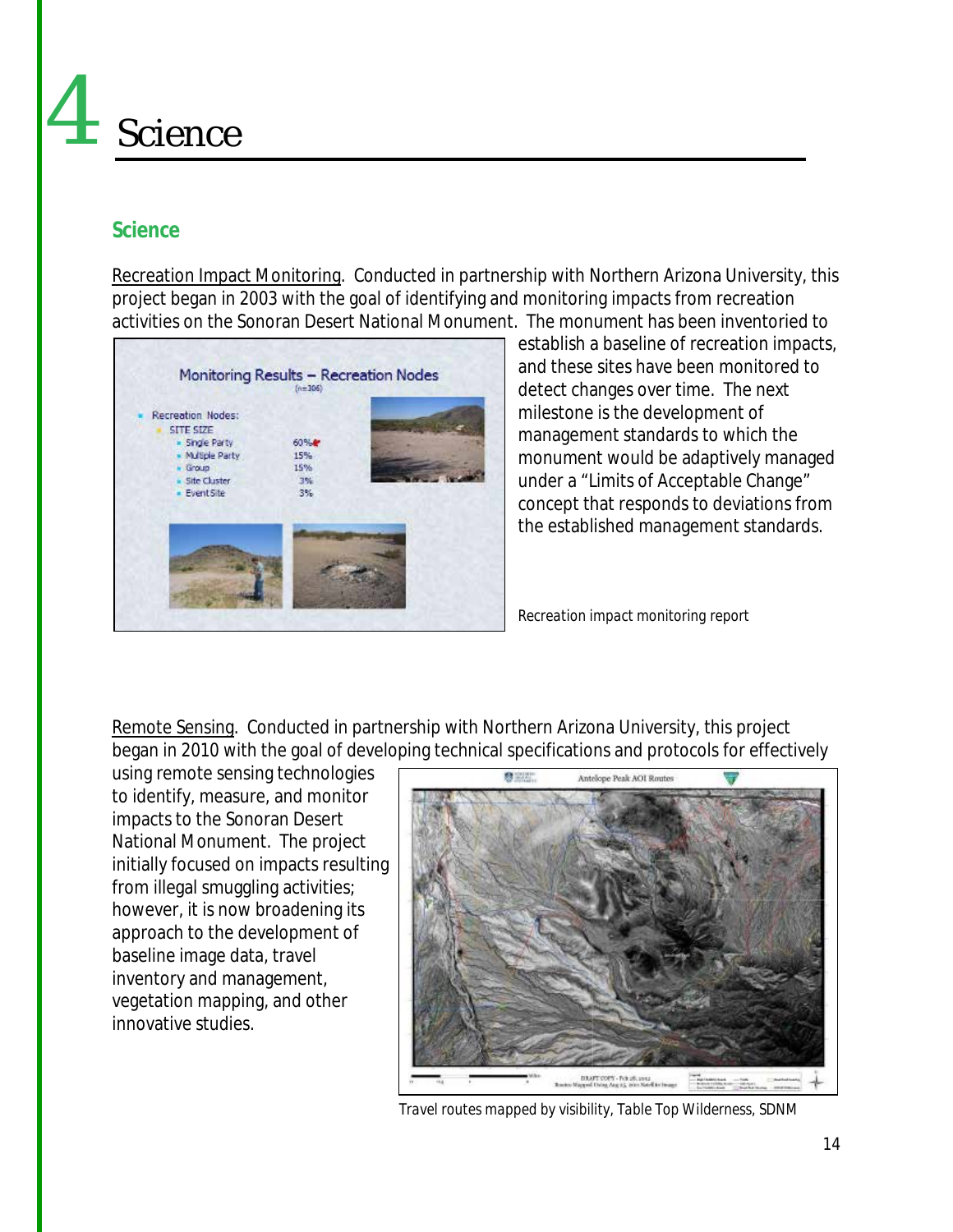# 4 Science

## Science

Recreation Impact Monitoring. Conducted in partnership with Northern Arizona University, this project began in 2003 with the goal of identifying and monitoring impacts from recreation activities on the Sonoran Desert National Monument. The monument has been inventoried to establish a baseline of recreation impacts, and these sites have been monitored to detect changes over time. The next milestone is the development of management standards to which the monument would be adaptively managed under a "Limits of Acceptable Change" concept that responds to deviations from the established management standards.

*Recreation impact monitoring report*

Remote Sensing. Conducted in partnership with Northern Arizona University, this project began in 2010 with the goal of developing technical specifications and protocols for effectively using remote sensing technologies to identify, measure, and monitor impacts to the Sonoran Desert National Monument. The project initially focused on impacts resulting from illegal smuggling activities; however, it is now broadening its approach to the development of baseline image data, travel inventory and management, vegetation mapping, and other innovative studies.

*Travel routes mapped by visibility, Table Top Wilderness, SDNM*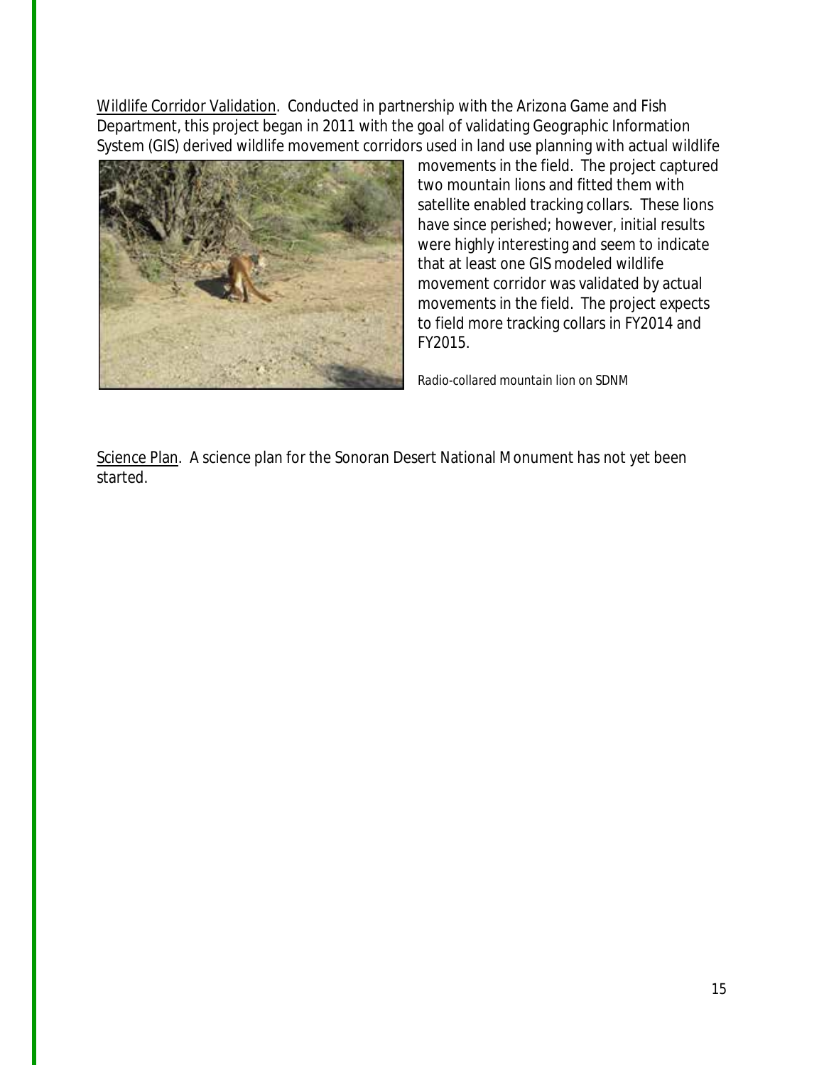Wildlife Corridor Validation. Conducted in partnership with the Arizona Game and Fish Department, this project began in 2011 with the goal of validating Geographic Information System (GIS) derived wildlife movement corridors used in land use planning with actual wildlife movements in the field. The project captured two mountain lions and fitted them with satellite enabled tracking collars. These lions have since perished; however, initial results were highly interesting and seem to indicate that at least one GIS modeled wildlife movement corridor was validated by actual movements in the field. The project expects to field more tracking collars in FY2014 and FY2015.

*Radio-collared mountain lion on SDNM*

Science Plan. A science plan for the Sonoran Desert National Monument has not yet been started.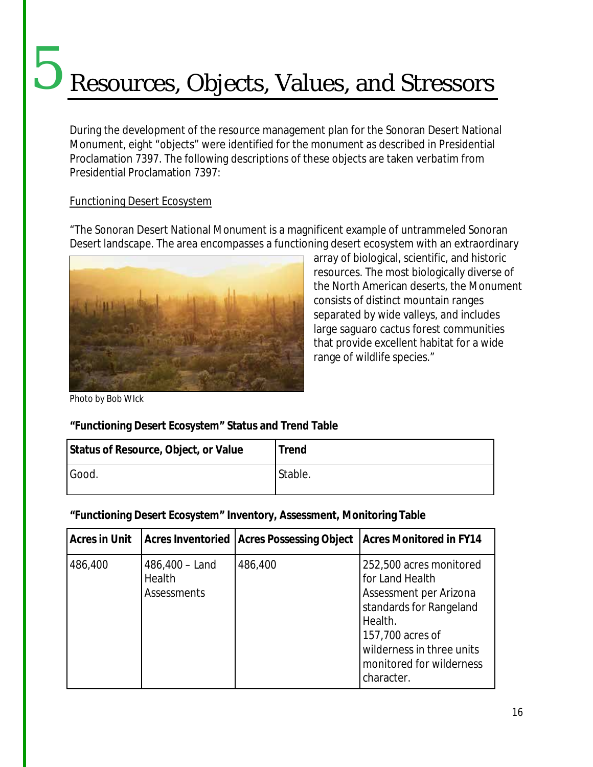# 5 Resources, Objects, Values, and Stressors

During the development of the resource management plan for the Sonoran Desert National Monument, eight "objects" were identified for the monument as described in Presidential Proclamation 7397. The following descriptions of these objects are taken verbatim from Presidential Proclamation 7397:

Functioning Desert Ecosystem

"The Sonoran Desert National Monument is a magnificent example of untrammeled Sonoran Desert landscape. The area encompasses a functioning desert ecosystem with an extraordinary array of biological, scientific, and historic resources. The most biologically diverse of the North American deserts, the Monument consists of distinct mountain ranges separated by wide valleys, and includes large saguaro cactus forest communities that provide excellent habitat for a wide range of wildlife species."

*Photo by Bob WIck*

**"Functioning Desert Ecosystem" Status and Trend Table**

| Status of Resource, Object, or Value | Trend |
|---|---|
| Good. | Stable. |

**"Functioning Desert Ecosystem" Inventory, Assessment, Monitoring Table**

| Acres in Unit | Acres Inventoried | Acres Possessing Object | Acres Monitored in FY14 |
|---|---|---|---|
| 486,400 | 486,400 – Land Health Assessments | 486,400 | 252,500 acres monitored for Land Health Assessment per Arizona standards for Rangeland Health.<br>157,700 acres of wilderness in three units monitored for wilderness character. |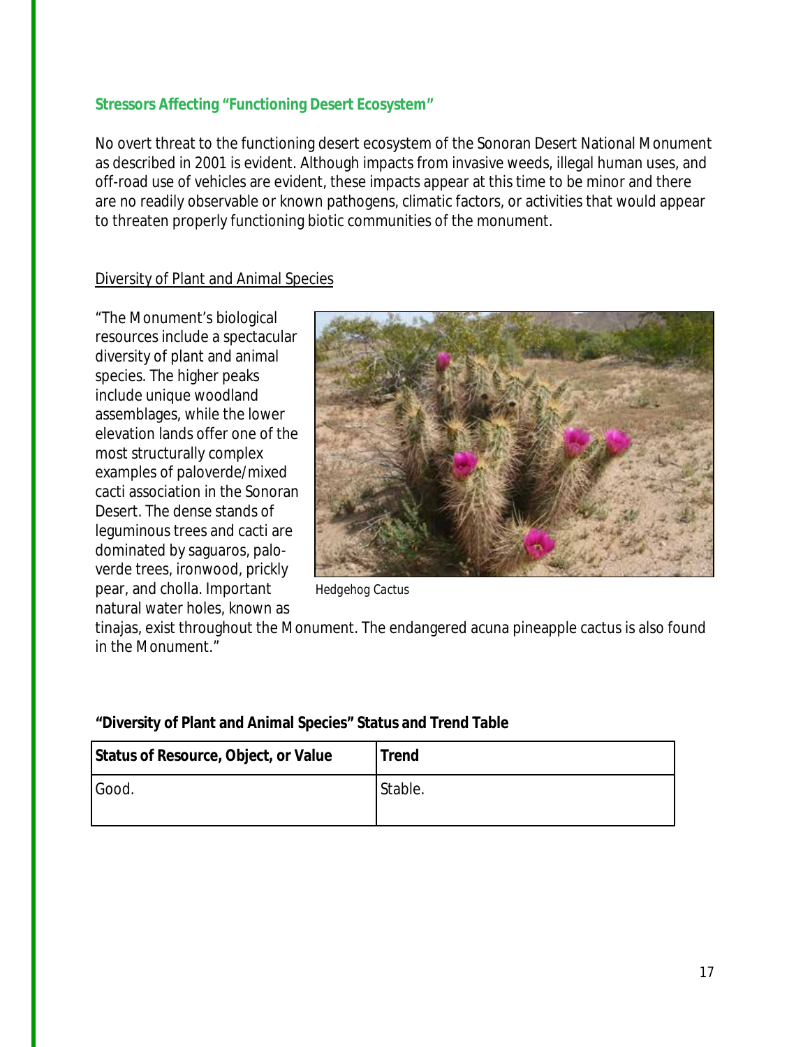### Stressors Affecting "Functioning Desert Ecosystem"

No overt threat to the functioning desert ecosystem of the Sonoran Desert National Monument as described in 2001 is evident. Although impacts from invasive weeds, illegal human uses, and off-road use of vehicles are evident, these impacts appear at this time to be minor and there are no readily observable or known pathogens, climatic factors, or activities that would appear to threaten properly functioning biotic communities of the monument.

Diversity of Plant and Animal Species

"The Monument's biological resources include a spectacular diversity of plant and animal species. The higher peaks include unique woodland assemblages, while the lower elevation lands offer one of the most structurally complex examples of paloverde/mixed cacti association in the Sonoran Desert. The dense stands of leguminous trees and cacti are dominated by saguaros, palo-verde trees, ironwood, prickly pear, and cholla. Important natural water holes, known as tinajas, exist throughout the Monument. The endangered acuna pineapple cactus is also found in the Monument."

*Hedgehog Cactus*

**"Diversity of Plant and Animal Species" Status and Trend Table**

| Status of Resource, Object, or Value | Trend |
|---|---|
| Good. | Stable. |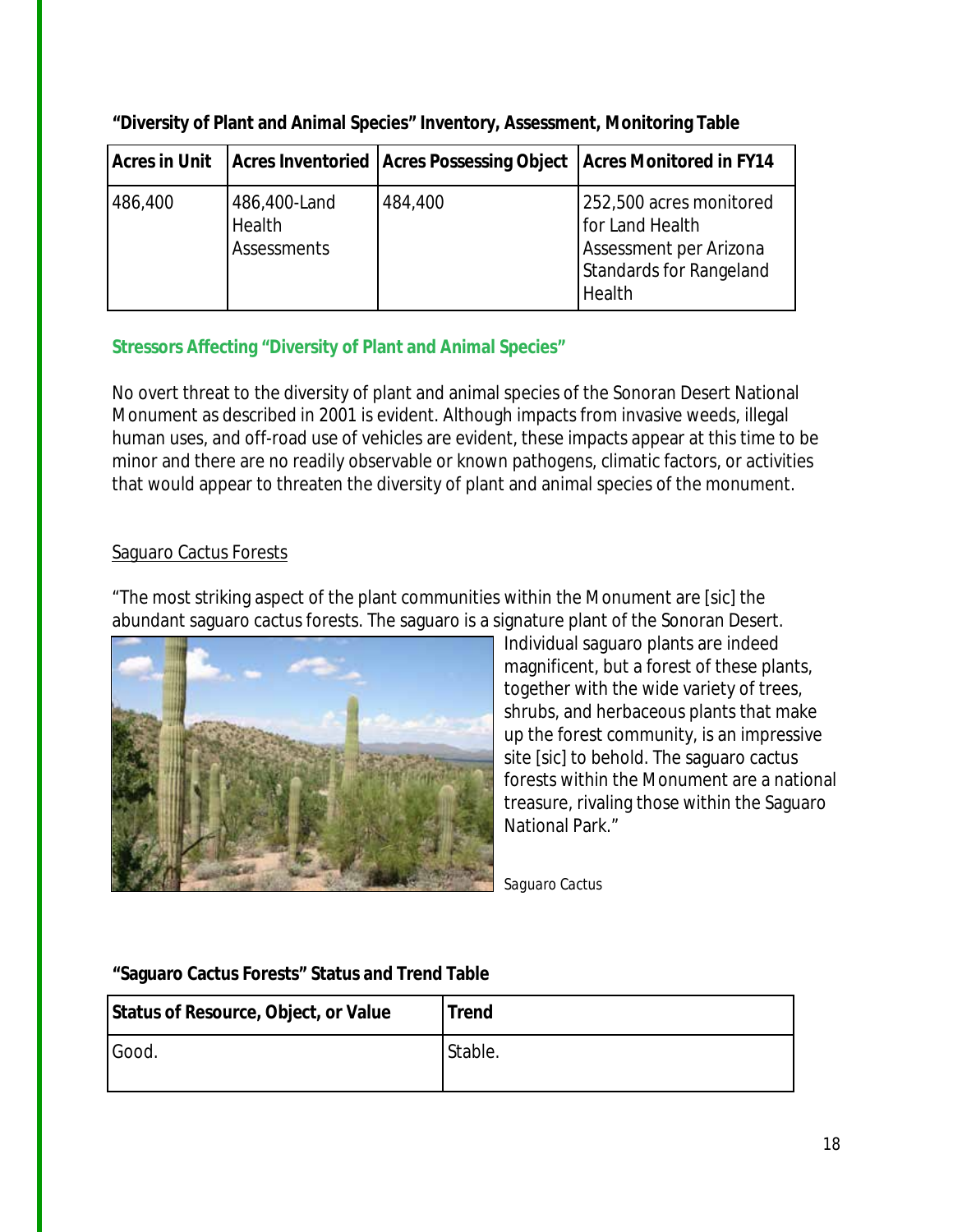**"Diversity of Plant and Animal Species" Inventory, Assessment, Monitoring Table**

| Acres in Unit | Acres Inventoried | Acres Possessing Object | Acres Monitored in FY14 |
|---|---|---|---|
| 486,400 | 486,400-Land Health Assessments | 484,400 | 252,500 acres monitored for Land Health Assessment per Arizona Standards for Rangeland Health |

### Stressors Affecting "Diversity of Plant and Animal Species"

No overt threat to the diversity of plant and animal species of the Sonoran Desert National Monument as described in 2001 is evident. Although impacts from invasive weeds, illegal human uses, and off-road use of vehicles are evident, these impacts appear at this time to be minor and there are no readily observable or known pathogens, climatic factors, or activities that would appear to threaten the diversity of plant and animal species of the monument.

<u>Saguaro Cactus Forests</u>

"The most striking aspect of the plant communities within the Monument are [sic] the abundant saguaro cactus forests. The saguaro is a signature plant of the Sonoran Desert. Individual saguaro plants are indeed magnificent, but a forest of these plants, together with the wide variety of trees, shrubs, and herbaceous plants that make up the forest community, is an impressive site [sic] to behold. The saguaro cactus forests within the Monument are a national treasure, rivaling those within the Saguaro National Park."

*Saguaro Cactus*

**"Saguaro Cactus Forests" Status and Trend Table**

| Status of Resource, Object, or Value | Trend |
|---|---|
| Good. | Stable. |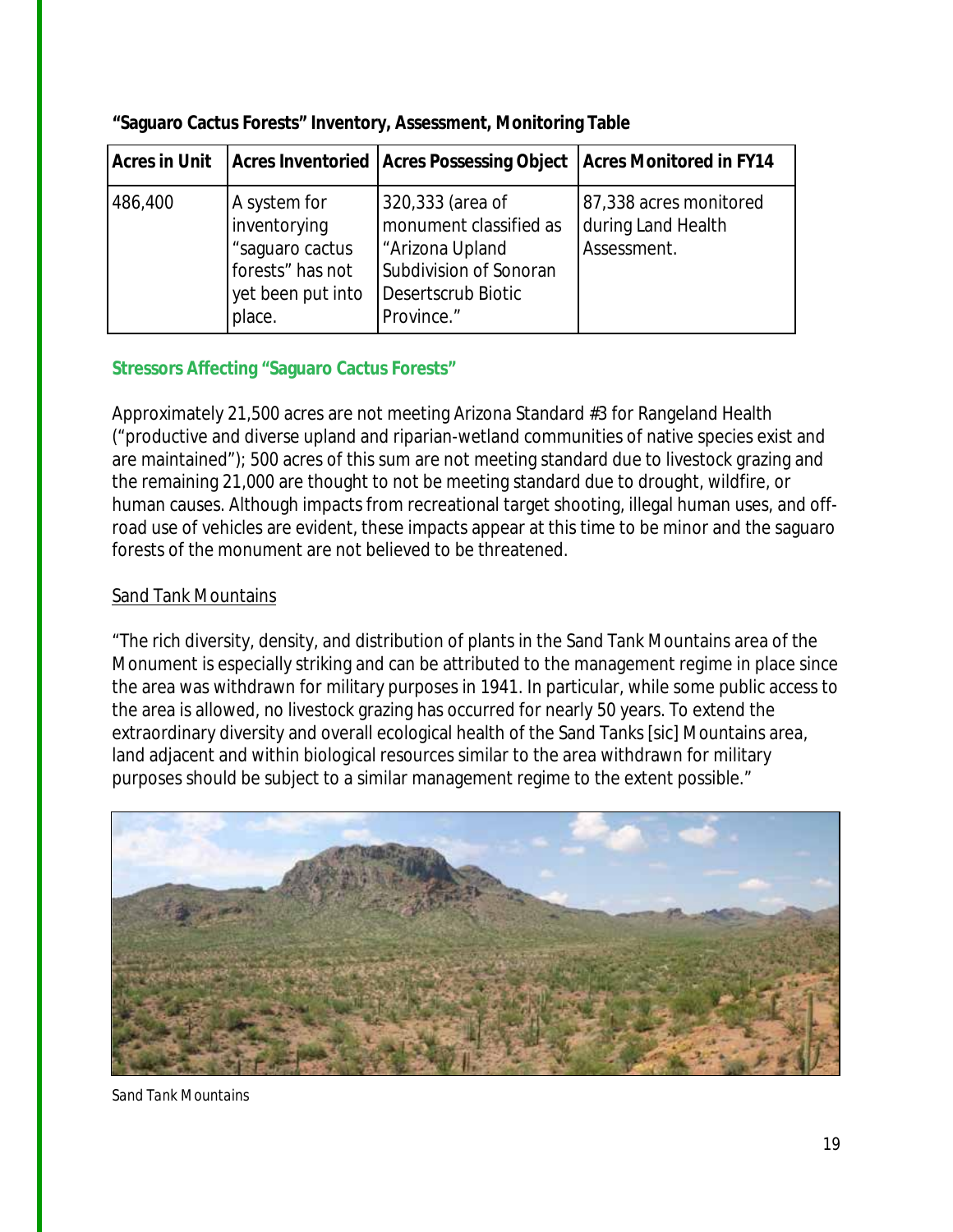**"Saguaro Cactus Forests" Inventory, Assessment, Monitoring Table**

| Acres in Unit | Acres Inventoried | Acres Possessing Object | Acres Monitored in FY14 |
|---|---|---|---|
| 486,400 | A system for inventorying "saguaro cactus forests" has not yet been put into place. | 320,333 (area of monument classified as "Arizona Upland Subdivision of Sonoran Desertscrub Biotic Province." | 87,338 acres monitored during Land Health Assessment. |

### Stressors Affecting "Saguaro Cactus Forests"

Approximately 21,500 acres are not meeting Arizona Standard #3 for Rangeland Health ("productive and diverse upland and riparian-wetland communities of native species exist and are maintained"); 500 acres of this sum are not meeting standard due to livestock grazing and the remaining 21,000 are thought to not be meeting standard due to drought, wildfire, or human causes. Although impacts from recreational target shooting, illegal human uses, and off-road use of vehicles are evident, these impacts appear at this time to be minor and the saguaro forests of the monument are not believed to be threatened.

<u>Sand Tank Mountains</u>

"The rich diversity, density, and distribution of plants in the Sand Tank Mountains area of the Monument is especially striking and can be attributed to the management regime in place since the area was withdrawn for military purposes in 1941. In particular, while some public access to the area is allowed, no livestock grazing has occurred for nearly 50 years. To extend the extraordinary diversity and overall ecological health of the Sand Tanks [sic] Mountains area, land adjacent and within biological resources similar to the area withdrawn for military purposes should be subject to a similar management regime to the extent possible."

*Sand Tank Mountains*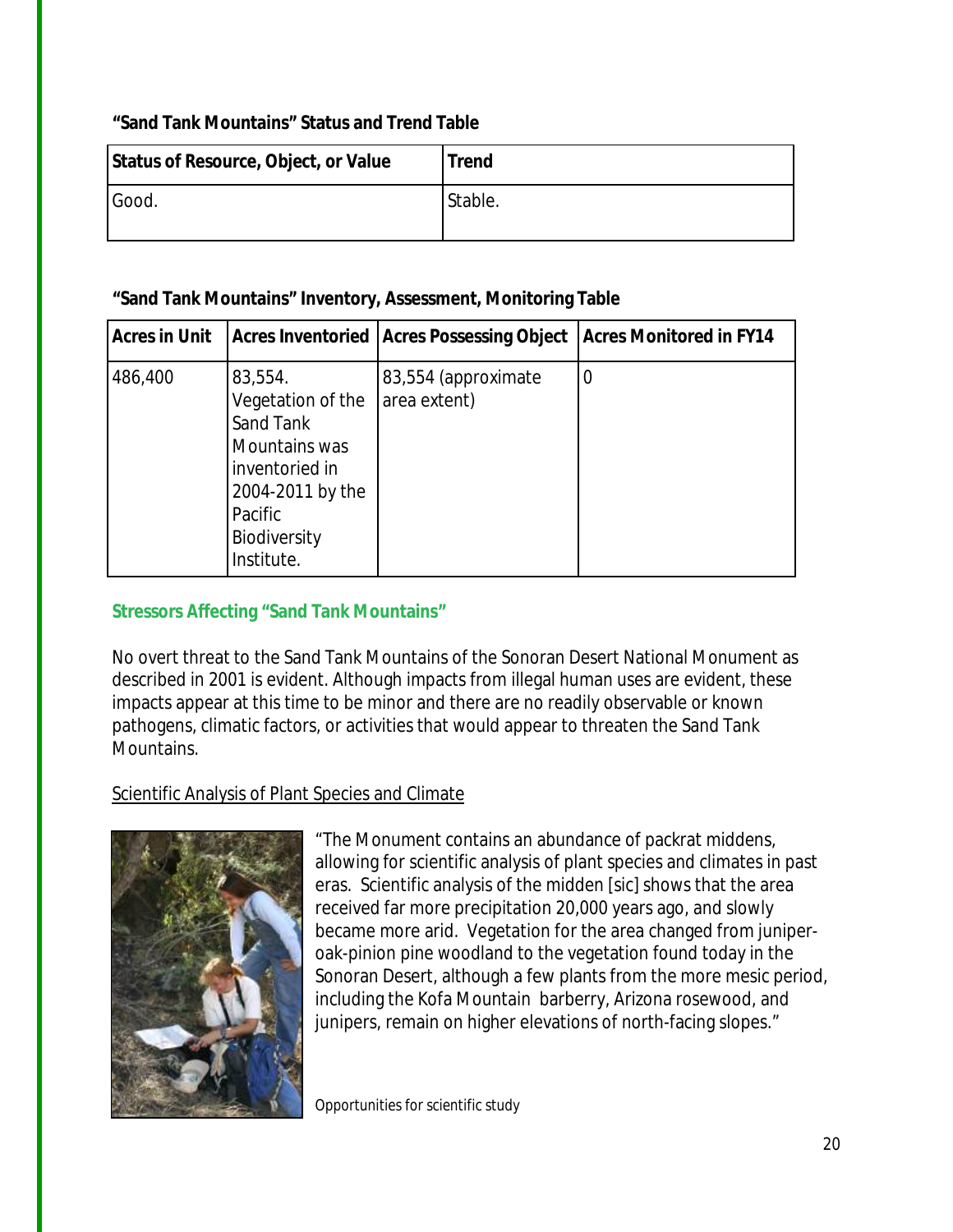**“Sand Tank Mountains” Status and Trend Table**

| Status of Resource, Object, or Value | Trend |
|---|---|
| Good. | Stable. |

**“Sand Tank Mountains” Inventory, Assessment, Monitoring Table**

| Acres in Unit | Acres Inventoried | Acres Possessing Object | Acres Monitored in FY14 |
|---|---|---|---|
| 486,400 | 83,554. Vegetation of the Sand Tank Mountains was inventoried in 2004-2011 by the Pacific Biodiversity Institute. | 83,554 (approximate area extent) | 0 |

### Stressors Affecting “Sand Tank Mountains”

No overt threat to the Sand Tank Mountains of the Sonoran Desert National Monument as described in 2001 is evident. Although impacts from illegal human uses are evident, these impacts appear at this time to be minor and there are no readily observable or known pathogens, climatic factors, or activities that would appear to threaten the Sand Tank Mountains.

Scientific Analysis of Plant Species and Climate

“The Monument contains an abundance of packrat middens, allowing for scientific analysis of plant species and climates in past eras. Scientific analysis of the midden [sic] shows that the area received far more precipitation 20,000 years ago, and slowly became more arid. Vegetation for the area changed from juniper-oak-pinion pine woodland to the vegetation found today in the Sonoran Desert, although a few plants from the more mesic period, including the Kofa Mountain barberry, Arizona rosewood, and junipers, remain on higher elevations of north-facing slopes.”

Opportunities for scientific study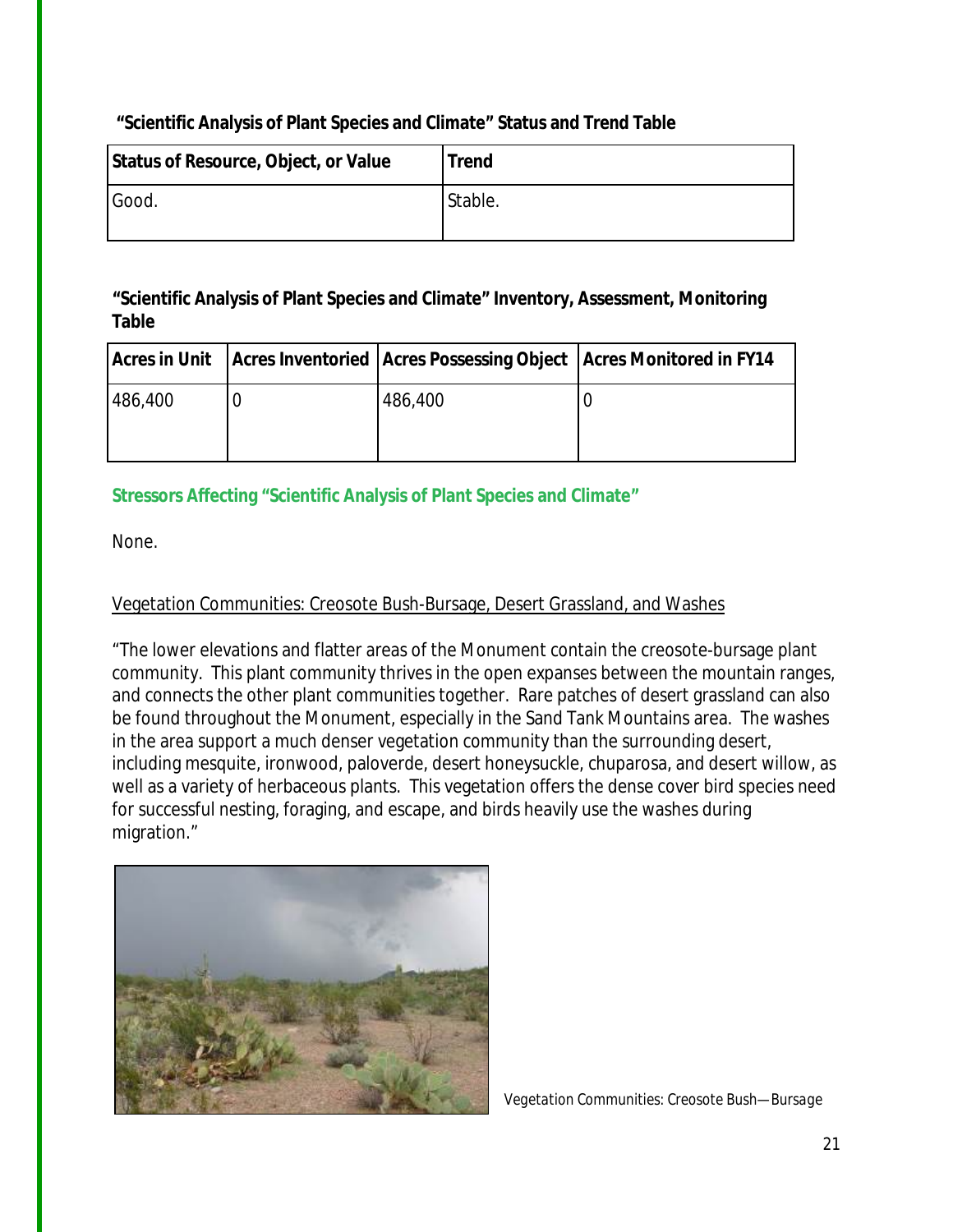**"Scientific Analysis of Plant Species and Climate" Status and Trend Table**

| Status of Resource, Object, or Value | Trend |
|---|---|
| Good. | Stable. |

**"Scientific Analysis of Plant Species and Climate" Inventory, Assessment, Monitoring Table**

| Acres in Unit | Acres Inventoried | Acres Possessing Object | Acres Monitored in FY14 |
|---|---|---|---|
| 486,400 | 0 | 486,400 | 0 |

### Stressors Affecting "Scientific Analysis of Plant Species and Climate"

None.

Vegetation Communities: Creosote Bush-Bursage, Desert Grassland, and Washes

"The lower elevations and flatter areas of the Monument contain the creosote-bursage plant community. This plant community thrives in the open expanses between the mountain ranges, and connects the other plant communities together. Rare patches of desert grassland can also be found throughout the Monument, especially in the Sand Tank Mountains area. The washes in the area support a much denser vegetation community than the surrounding desert, including mesquite, ironwood, paloverde, desert honeysuckle, chuparosa, and desert willow, as well as a variety of herbaceous plants. This vegetation offers the dense cover bird species need for successful nesting, foraging, and escape, and birds heavily use the washes during migration."

*Vegetation Communities: Creosote Bush—Bursage*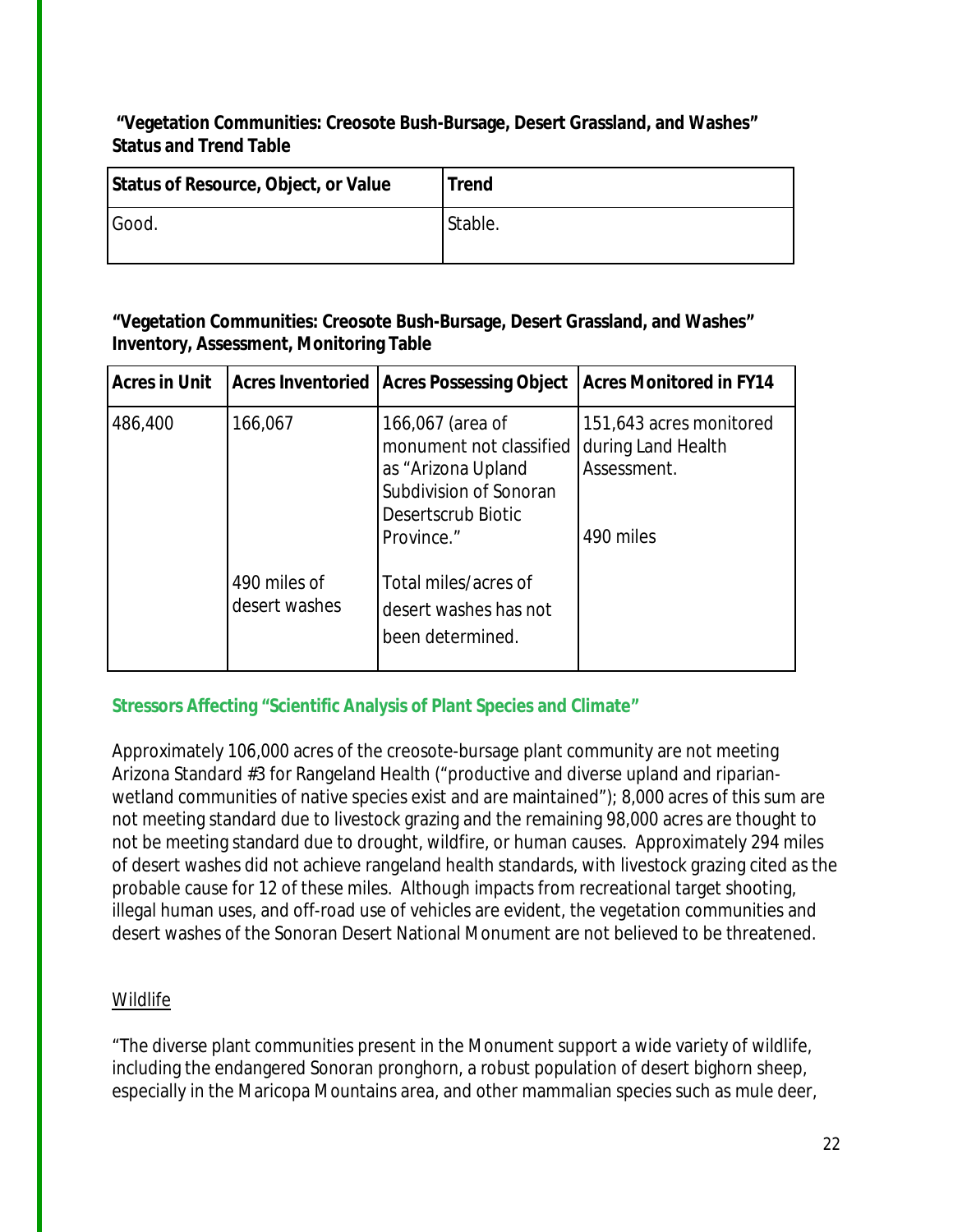**"Vegetation Communities: Creosote Bush-Bursage, Desert Grassland, and Washes" Status and Trend Table**

| Status of Resource, Object, or Value | Trend |
| --- | --- |
| Good. | Stable. |

**"Vegetation Communities: Creosote Bush-Bursage, Desert Grassland, and Washes" Inventory, Assessment, Monitoring Table**

| Acres in Unit | Acres Inventoried | Acres Possessing Object | Acres Monitored in FY14 |
| --- | --- | --- | --- |
| 486,400 | 166,067<br><br>490 miles of desert washes | 166,067 (area of monument not classified as "Arizona Upland Subdivision of Sonoran Desertscrub Biotic Province."<br><br>Total miles/acres of desert washes has not been determined. | 151,643 acres monitored during Land Health Assessment.<br><br>490 miles |

### Stressors Affecting "Scientific Analysis of Plant Species and Climate"

Approximately 106,000 acres of the creosote-bursage plant community are not meeting Arizona Standard #3 for Rangeland Health ("productive and diverse upland and riparian-wetland communities of native species exist and are maintained"); 8,000 acres of this sum are not meeting standard due to livestock grazing and the remaining 98,000 acres are thought to not be meeting standard due to drought, wildfire, or human causes. Approximately 294 miles of desert washes did not achieve rangeland health standards, with livestock grazing cited as the probable cause for 12 of these miles. Although impacts from recreational target shooting, illegal human uses, and off-road use of vehicles are evident, the vegetation communities and desert washes of the Sonoran Desert National Monument are not believed to be threatened.

Wildlife

"The diverse plant communities present in the Monument support a wide variety of wildlife, including the endangered Sonoran pronghorn, a robust population of desert bighorn sheep, especially in the Maricopa Mountains area, and other mammalian species such as mule deer,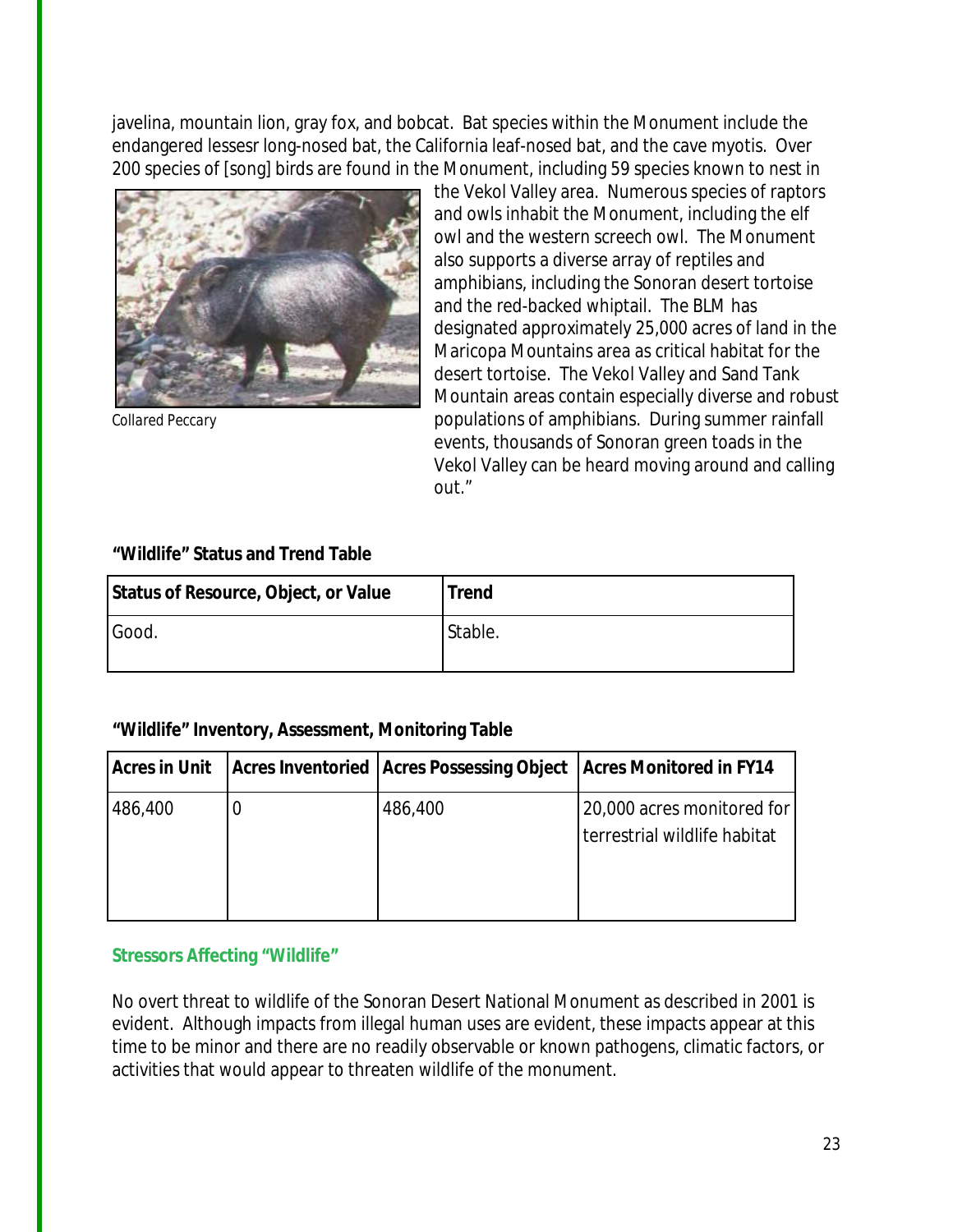javelina, mountain lion, gray fox, and bobcat. Bat species within the Monument include the endangered lessesr long-nosed bat, the California leaf-nosed bat, and the cave myotis. Over 200 species of [song] birds are found in the Monument, including 59 species known to nest in the Vekol Valley area. Numerous species of raptors and owls inhabit the Monument, including the elf owl and the western screech owl. The Monument also supports a diverse array of reptiles and amphibians, including the Sonoran desert tortoise and the red-backed whiptail. The BLM has designated approximately 25,000 acres of land in the Maricopa Mountains area as critical habitat for the desert tortoise. The Vekol Valley and Sand Tank Mountain areas contain especially diverse and robust populations of amphibians. During summer rainfall events, thousands of Sonoran green toads in the Vekol Valley can be heard moving around and calling out."

*Collared Peccary*

**"Wildlife" Status and Trend Table**

| Status of Resource, Object, or Value | Trend |
| --- | --- |
| Good. | Stable. |

**"Wildlife" Inventory, Assessment, Monitoring Table**

| Acres in Unit | Acres Inventoried | Acres Possessing Object | Acres Monitored in FY14 |
| --- | --- | --- | --- |
| 486,400 | 0 | 486,400 | 20,000 acres monitored for terrestrial wildlife habitat |

### Stressors Affecting "Wildlife"

No overt threat to wildlife of the Sonoran Desert National Monument as described in 2001 is evident. Although impacts from illegal human uses are evident, these impacts appear at this time to be minor and there are no readily observable or known pathogens, climatic factors, or activities that would appear to threaten wildlife of the monument.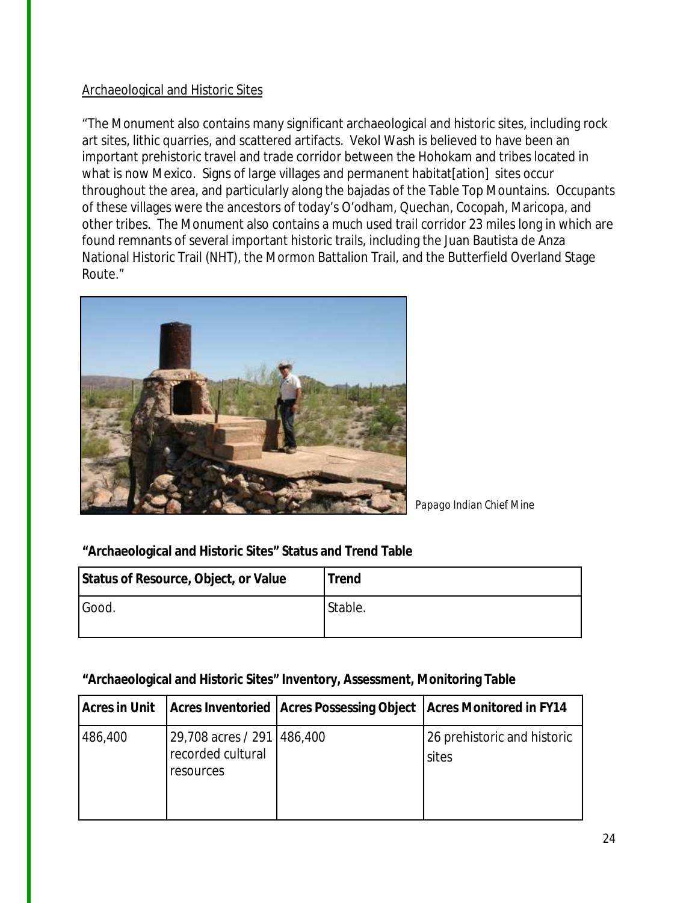Archaeological and Historic Sites

"The Monument also contains many significant archaeological and historic sites, including rock art sites, lithic quarries, and scattered artifacts. Vekol Wash is believed to have been an important prehistoric travel and trade corridor between the Hohokam and tribes located in what is now Mexico. Signs of large villages and permanent habitat[ation] sites occur throughout the area, and particularly along the bajadas of the Table Top Mountains. Occupants of these villages were the ancestors of today's O'odham, Quechan, Cocopah, Maricopa, and other tribes. The Monument also contains a much used trail corridor 23 miles long in which are found remnants of several important historic trails, including the Juan Bautista de Anza National Historic Trail (NHT), the Mormon Battalion Trail, and the Butterfield Overland Stage Route."

*Papago Indian Chief Mine*

**"Archaeological and Historic Sites" Status and Trend Table**

| Status of Resource, Object, or Value | Trend |
|---|---|
| Good. | Stable. |

**"Archaeological and Historic Sites" Inventory, Assessment, Monitoring Table**

| Acres in Unit | Acres Inventoried | Acres Possessing Object | Acres Monitored in FY14 |
|---|---|---|---|
| 486,400 | 29,708 acres / 291 recorded cultural resources | 486,400 | 26 prehistoric and historic sites |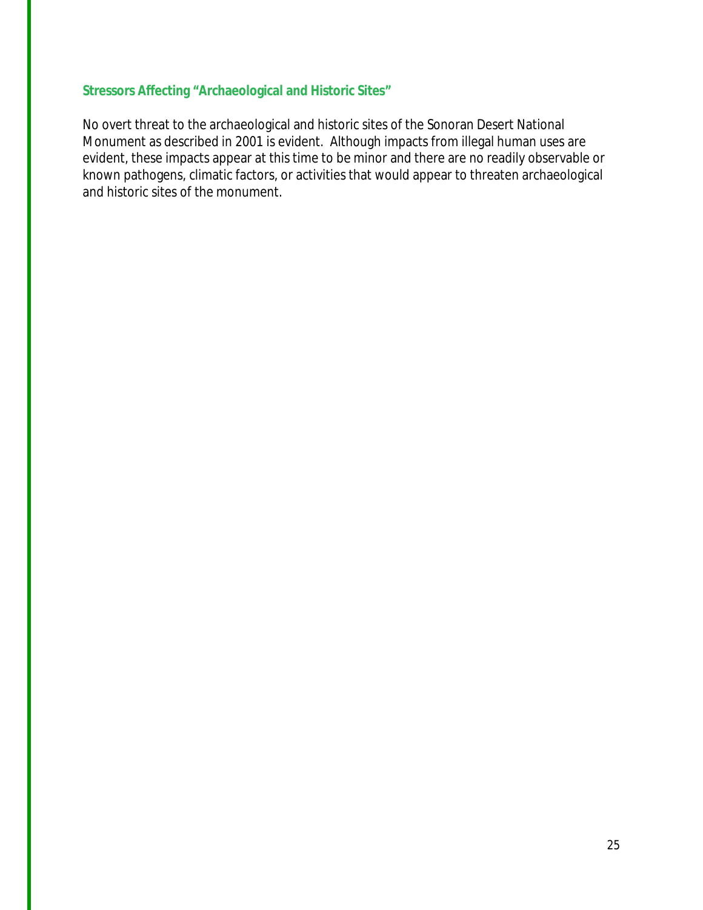### Stressors Affecting “Archaeological and Historic Sites”

No overt threat to the archaeological and historic sites of the Sonoran Desert National Monument as described in 2001 is evident. Although impacts from illegal human uses are evident, these impacts appear at this time to be minor and there are no readily observable or known pathogens, climatic factors, or activities that would appear to threaten archaeological and historic sites of the monument.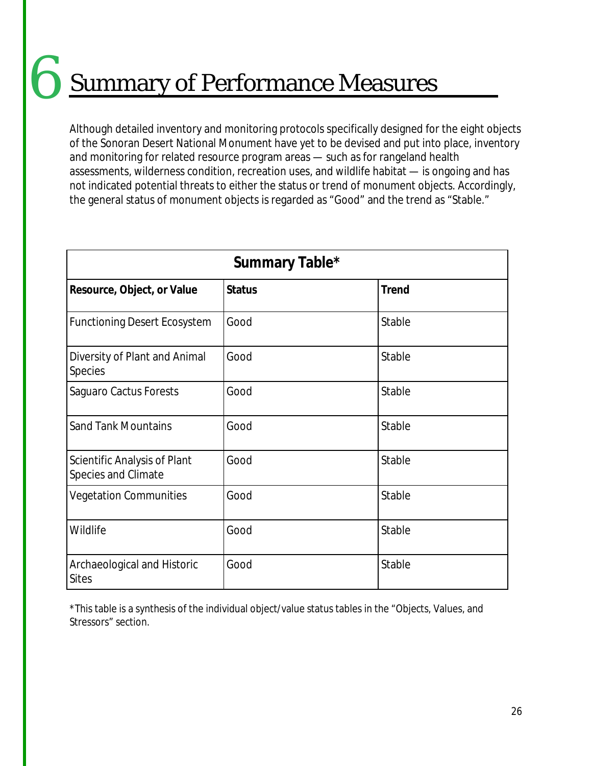# 6 Summary of Performance Measures

Although detailed inventory and monitoring protocols specifically designed for the eight objects of the Sonoran Desert National Monument have yet to be devised and put into place, inventory and monitoring for related resource program areas — such as for rangeland health assessments, wilderness condition, recreation uses, and wildlife habitat — is ongoing and has not indicated potential threats to either the status or trend of monument objects. Accordingly, the general status of monument objects is regarded as "Good" and the trend as "Stable."

**Summary Table***

| Resource, Object, or Value | Status | Trend |
|---|---|---|
| Functioning Desert Ecosystem | Good | Stable |
| Diversity of Plant and Animal Species | Good | Stable |
| Saguaro Cactus Forests | Good | Stable |
| Sand Tank Mountains | Good | Stable |
| Scientific Analysis of Plant Species and Climate | Good | Stable |
| Vegetation Communities | Good | Stable |
| Wildlife | Good | Stable |
| Archaeological and Historic Sites | Good | Stable |

*This table is a synthesis of the individual object/value status tables in the "Objects, Values, and Stressors" section.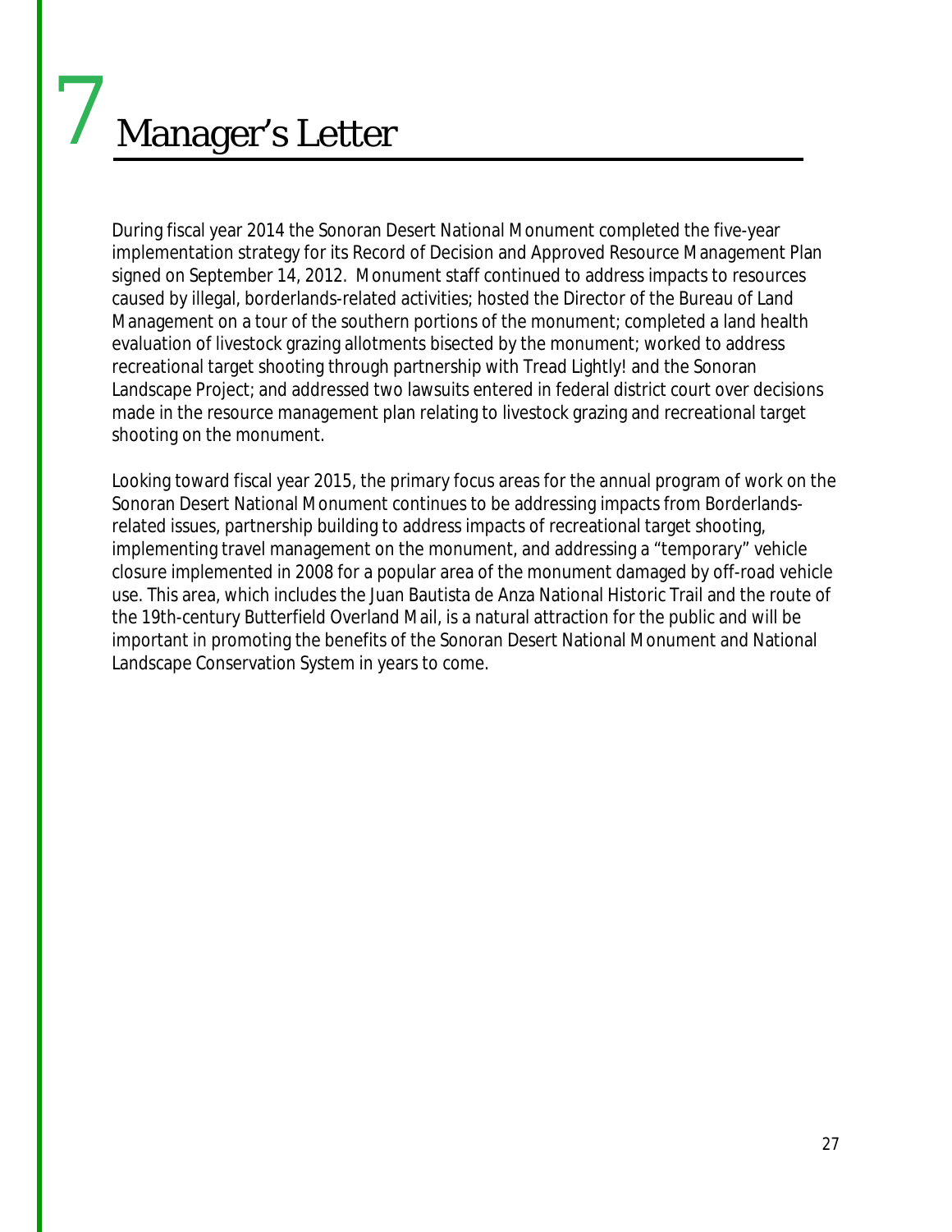# 7 Manager's Letter

During fiscal year 2014 the Sonoran Desert National Monument completed the five-year implementation strategy for its Record of Decision and Approved Resource Management Plan signed on September 14, 2012. Monument staff continued to address impacts to resources caused by illegal, borderlands-related activities; hosted the Director of the Bureau of Land Management on a tour of the southern portions of the monument; completed a land health evaluation of livestock grazing allotments bisected by the monument; worked to address recreational target shooting through partnership with Tread Lightly! and the Sonoran Landscape Project; and addressed two lawsuits entered in federal district court over decisions made in the resource management plan relating to livestock grazing and recreational target shooting on the monument.

Looking toward fiscal year 2015, the primary focus areas for the annual program of work on the Sonoran Desert National Monument continues to be addressing impacts from Borderlands-related issues, partnership building to address impacts of recreational target shooting, implementing travel management on the monument, and addressing a "temporary" vehicle closure implemented in 2008 for a popular area of the monument damaged by off-road vehicle use. This area, which includes the Juan Bautista de Anza National Historic Trail and the route of the 19th-century Butterfield Overland Mail, is a natural attraction for the public and will be important in promoting the benefits of the Sonoran Desert National Monument and National Landscape Conservation System in years to come.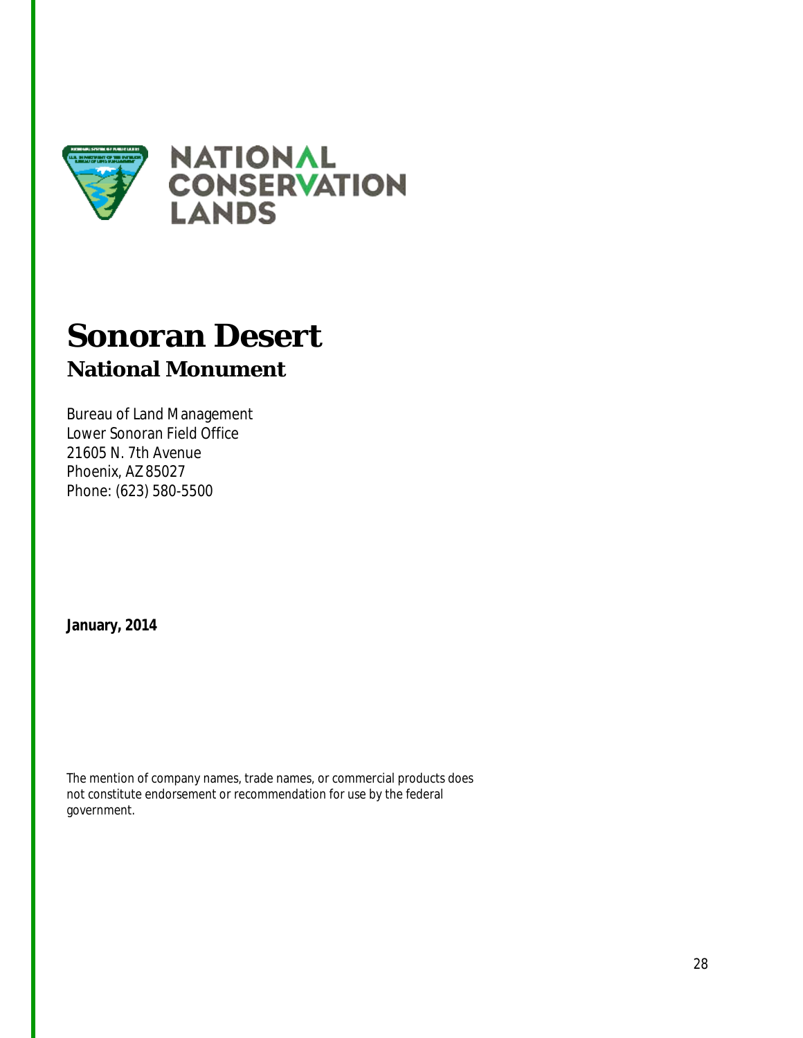NATIONAL CONSERVATION LANDS

# Sonoran Desert

## National Monument

Bureau of Land Management
Lower Sonoran Field Office
21605 N. 7th Avenue
Phoenix, AZ 85027
Phone: (623) 580-5500

**January, 2014**

The mention of company names, trade names, or commercial products does not constitute endorsement or recommendation for use by the federal government.